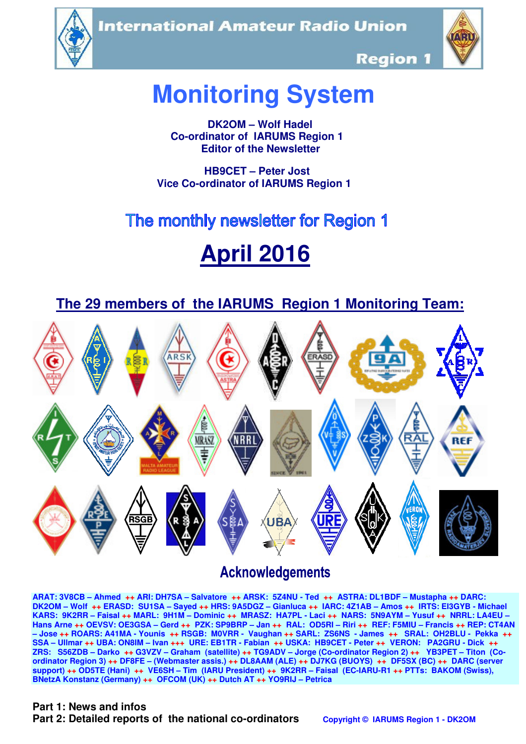International Amateur Radio Union

Region 1

# Monitoring System

**DK2OM – Wolf Hadel**
**Co-ordinator of IARUMS Region 1**
**Editor of the Newsletter**

**HB9CET – Peter Jost**
**Vice Co-ordinator of IARUMS Region 1**

## The monthly newsletter for Region 1

# April 2016

## The 29 members of the IARUMS Region 1 Monitoring Team:

### Acknowledgements

ARAT: 3V8CB – Ahmed ++ ARI: DH7SA – Salvatore ++ ARSK: 5Z4NU - Ted ++ ASTRA: DL1BDF – Mustapha ++ DARC: DK2OM – Wolf ++ ERASD: SU1SA – Sayed ++ HRS: 9A5DGZ – Gianluca ++ IARC: 4Z1AB – Amos ++ IRTS: EI3GYB - Michael KARS: 9K2RR – Faisal ++ MARL: 9H1M – Dominic ++ MRASZ: HA7PL - Laci ++ NARS: 5N9AYM – Yusuf ++ NRRL: LA4EU – Hans Arne ++ OEVSV: OE3GSA – Gerd ++ PZK: SP9BRP – Jan ++ RAL: OD5RI – Riri ++ REF: F5MIU – Francis ++ REP: CT4AN – Jose ++ ROARS: A41MA - Younis ++ RSGB: M0VRR - Vaughan ++ SARL: ZS6NS - James ++ SRAL: OH2BLU - Pekka ++ SSA – Ullmar ++ UBA: ON8IM – Ivan +++ URE: EB1TR - Fabian ++ USKA: HB9CET - Peter ++ VERON: PA2GRU - Dick ++ ZRS: S56ZDB – Darko ++ G3VZV – Graham (satellite) ++ TG9ADV – Jorge (Co-ordinator Region 2) ++ YB3PET – Titon (Co-ordinator Region 3) ++ DF8FE – (Webmaster assis.) ++ DL8AAM (ALE) ++ DJ7KG (BUOYS) ++ DF5SX (BC) ++ DARC (server support) ++ OD5TE (Hani) ++ VE6SH – Tim (IARU President) ++ 9K2RR – Faisal (EC-IARU-R1 ++ PTTs: BAKOM (Swiss), BNetzA Konstanz (Germany) ++ OFCOM (UK) ++ Dutch AT ++ YO9RIJ – Petrica

**Part 1: News and infos**
**Part 2: Detailed reports of the national co-ordinators**

Copyright © IARUMS Region 1 - DK2OM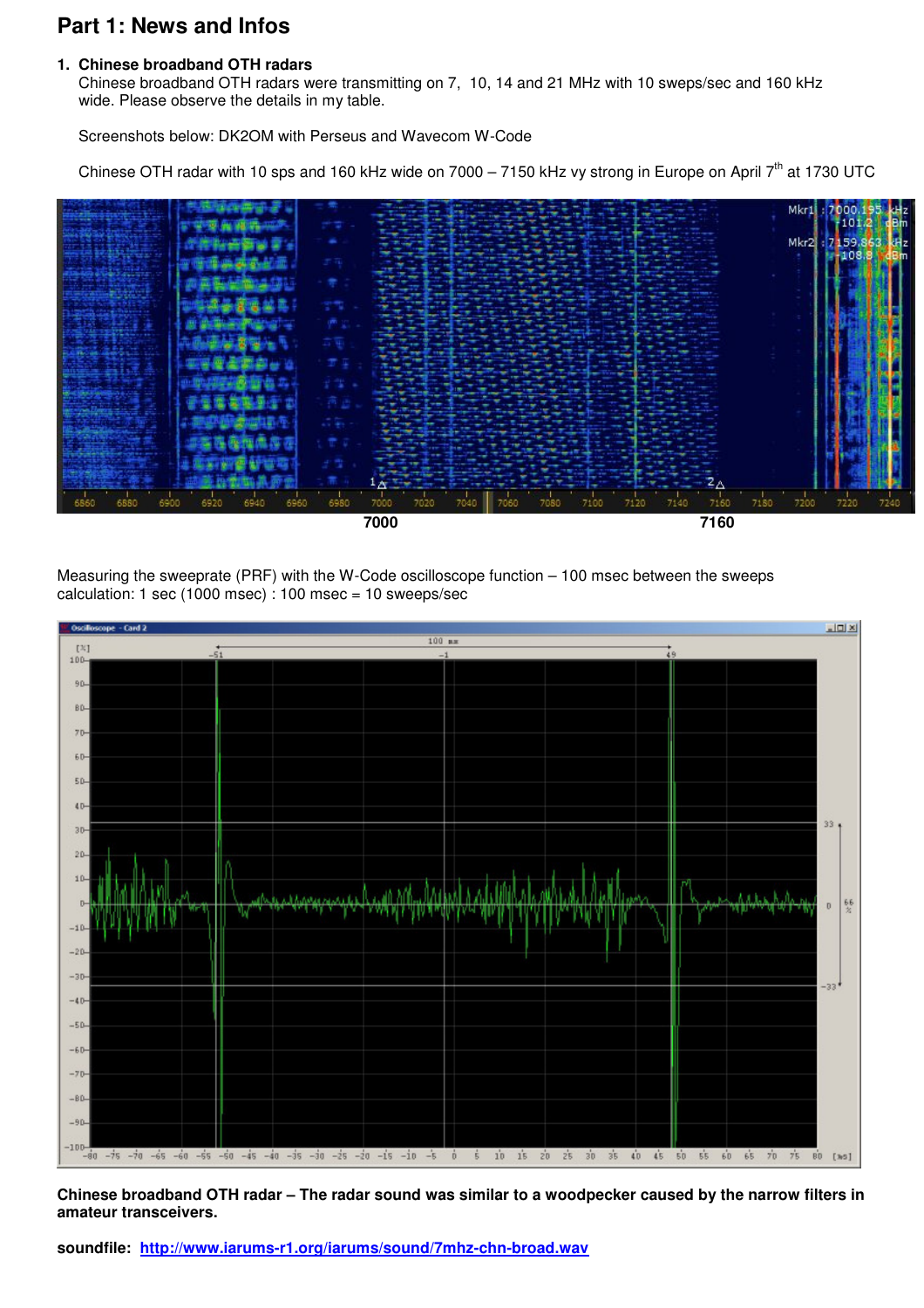# Part 1: News and Infos

## 1. Chinese broadband OTH radars

Chinese broadband OTH radars were transmitting on 7, 10, 14 and 21 MHz with 10 sweps/sec and 160 kHz wide. Please observe the details in my table.

Screenshots below: DK2OM with Perseus and Wavecom W-Code

Chinese OTH radar with 10 sps and 160 kHz wide on 7000 – 7150 kHz vy strong in Europe on April 7th at 1730 UTC

7000 7160

Measuring the sweeprate (PRF) with the W-Code oscilloscope function – 100 msec between the sweeps
calculation: 1 sec (1000 msec) : 100 msec = 10 sweeps/sec

**Chinese broadband OTH radar – The radar sound was similar to a woodpecker caused by the narrow filters in amateur transceivers.**

**soundfile:** [http://www.iarums-r1.org/iarums/sound/7mhz-chn-broad.wav](http://www.iarums-r1.org/iarums/sound/7mhz-chn-broad.wav)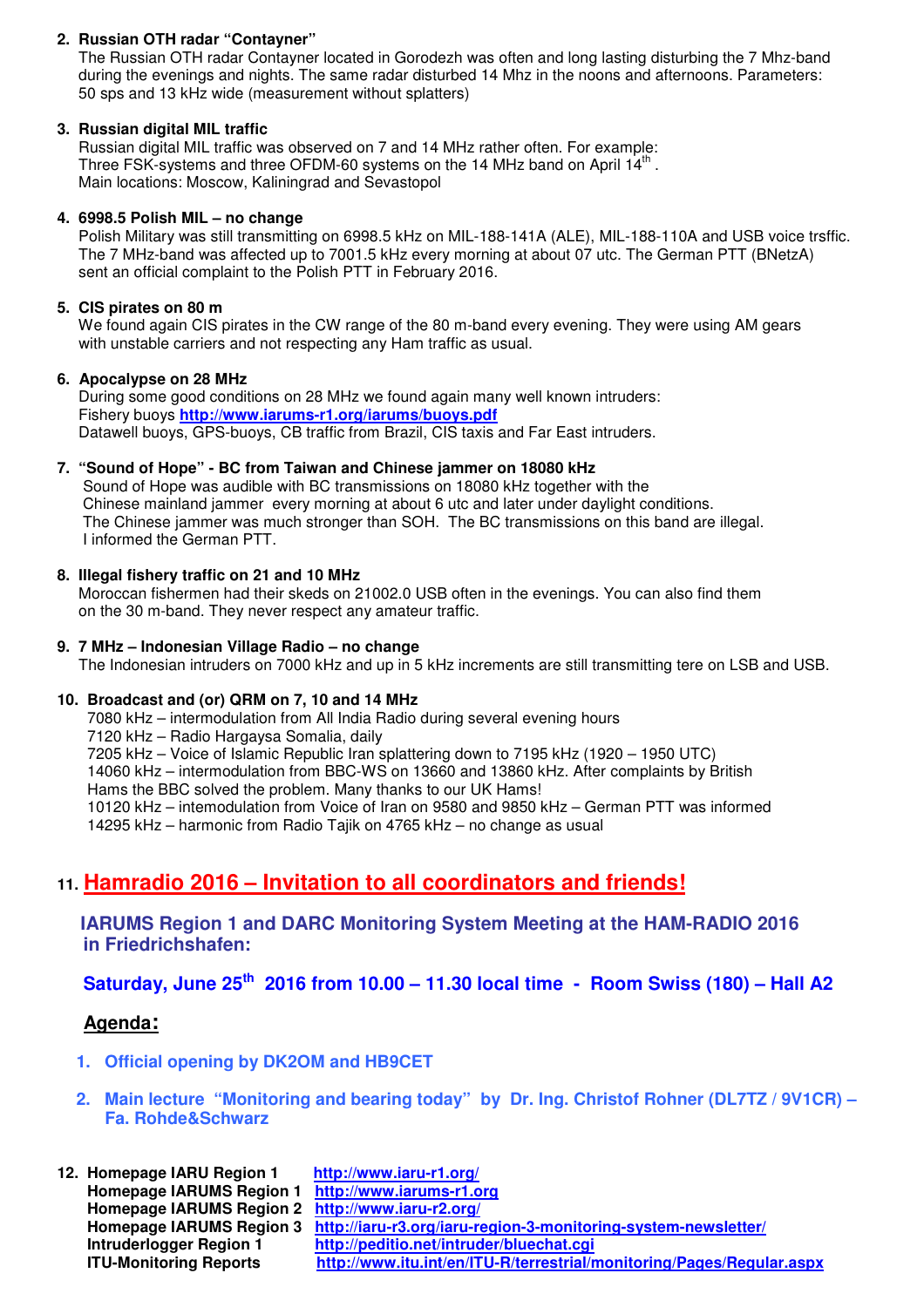**2. Russian OTH radar "Contayner"**

The Russian OTH radar Contayner located in Gorodezh was often and long lasting disturbing the 7 Mhz-band during the evenings and nights. The same radar disturbed 14 Mhz in the noons and afternoons. Parameters: 50 sps and 13 kHz wide (measurement without splatters)

**3. Russian digital MIL traffic**

Russian digital MIL traffic was observed on 7 and 14 MHz rather often. For example: Three FSK-systems and three OFDM-60 systems on the 14 MHz band on April 14th .
Main locations: Moscow, Kaliningrad and Sevastopol

**4. 6998.5 Polish MIL – no change**

Polish Military was still transmitting on 6998.5 kHz on MIL-188-141A (ALE), MIL-188-110A and USB voice trsffic. The 7 MHz-band was affected up to 7001.5 kHz every morning at about 07 utc. The German PTT (BNetzA) sent an official complaint to the Polish PTT in February 2016.

**5. CIS pirates on 80 m**

We found again CIS pirates in the CW range of the 80 m-band every evening. They were using AM gears with unstable carriers and not respecting any Ham traffic as usual.

**6. Apocalypse on 28 MHz**

During some good conditions on 28 MHz we found again many well known intruders:
Fishery buoys **http://www.iarums-r1.org/iarums/buoys.pdf**
Datawell buoys, GPS-buoys, CB traffic from Brazil, CIS taxis and Far East intruders.

**7. "Sound of Hope" - BC from Taiwan and Chinese jammer on 18080 kHz**

Sound of Hope was audible with BC transmissions on 18080 kHz together with the Chinese mainland jammer every morning at about 6 utc and later under daylight conditions. The Chinese jammer was much stronger than SOH. The BC transmissions on this band are illegal. I informed the German PTT.

**8. Illegal fishery traffic on 21 and 10 MHz**

Moroccan fishermen had their skeds on 21002.0 USB often in the evenings. You can also find them on the 30 m-band. They never respect any amateur traffic.

**9. 7 MHz – Indonesian Village Radio – no change**

The Indonesian intruders on 7000 kHz and up in 5 kHz increments are still transmitting tere on LSB and USB.

**10. Broadcast and (or) QRM on 7, 10 and 14 MHz**

7080 kHz – intermodulation from All India Radio during several evening hours
7120 kHz – Radio Hargaysa Somalia, daily
7205 kHz – Voice of Islamic Republic Iran splattering down to 7195 kHz (1920 – 1950 UTC)
14060 kHz – intermodulation from BBC-WS on 13660 and 13860 kHz. After complaints by British Hams the BBC solved the problem. Many thanks to our UK Hams!
10120 kHz – intemodulation from Voice of Iran on 9580 and 9850 kHz – German PTT was informed
14295 kHz – harmonic from Radio Tajik on 4765 kHz – no change as usual

## 11. Hamradio 2016 – Invitation to all coordinators and friends!

**IARUMS Region 1 and DARC Monitoring System Meeting at the HAM-RADIO 2016 in Friedrichshafen:**

**Saturday, June 25th 2016 from 10.00 – 11.30 local time - Room Swiss (180) – Hall A2**

**Agenda:**

1. **Official opening by DK2OM and HB9CET**
2. **Main lecture "Monitoring and bearing today" by Dr. Ing. Christof Rohner (DL7TZ / 9V1CR) – Fa. Rohde&Schwarz**

**12. Homepage IARU Region 1** http://www.iaru-r1.org/
**Homepage IARUMS Region 1** http://www.iarums-r1.org
**Homepage IARUMS Region 2** http://www.iaru-r2.org/
**Homepage IARUMS Region 3** http://iaru-r3.org/iaru-region-3-monitoring-system-newsletter/
**Intruderlogger Region 1** http://peditio.net/intruder/bluechat.cgi
**ITU-Monitoring Reports** http://www.itu.int/en/ITU-R/terrestrial/monitoring/Pages/Regular.aspx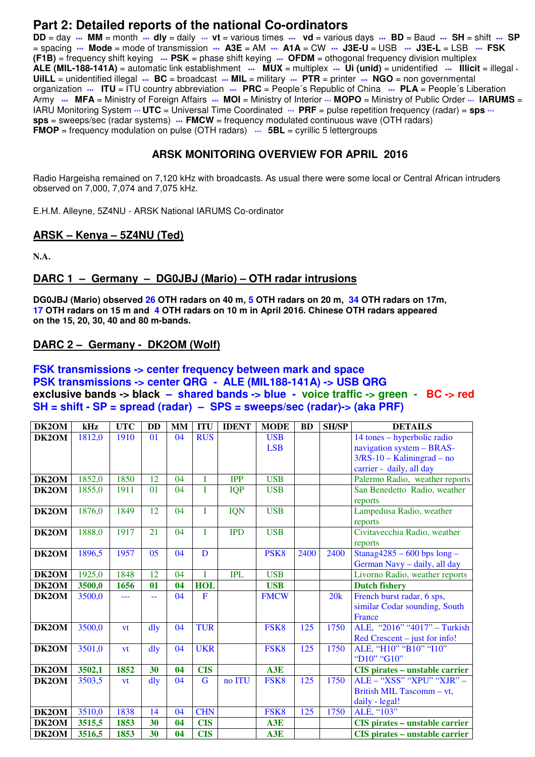# Part 2: Detailed reports of the national Co-ordinators

**DD** = day ··· **MM** = month ··· **dly** = daily ··· **vt** = various times ··· **vd** = various days ··· **BD** = Baud ··· **SH** = shift ··· **SP** = spacing ··· **Mode** = mode of transmission ··· **A3E** = AM ··· **A1A** = CW ··· **J3E-U** = USB ··· **J3E-L** = LSB ··· **FSK (F1B)** = frequency shift keying ··· **PSK** = phase shift keying ··· **OFDM** = othogonal frequency division multiplex **ALE (MIL-188-141A)** = automatic link establishment ··· **MUX** = multiplex ··· **Ui (unid)** = unidentified ··· **Illicit** = illegal · **UiILL** = unidentified illegal ··· **BC** = broadcast ··· **MIL** = military ··· **PTR** = printer ··· **NGO** = non governmental organization ··· **ITU** = ITU country abbreviation ··· **PRC** = People´s Republic of China ··· **PLA** = People´s Liberation Army ··· **MFA** = Ministry of Foreign Affairs ··· **MOI** = Ministry of Interior ··· **MOPO** = Ministry of Public Order ··· **IARUMS** = IARU Monitoring System ··· **UTC** = Universal Time Coordinated ··· **PRF** = pulse repetition frequency (radar) = **sps** ··· **sps** = sweeps/sec (radar systems) ··· **FMCW** = frequency modulated continuous wave (OTH radars) **FMOP** = frequency modulation on pulse (OTH radars) ··· **5BL** = cyrillic 5 lettergroups

## ARSK MONITORING OVERVIEW FOR APRIL 2016

Radio Hargeisha remained on 7,120 kHz with broadcasts. As usual there were some local or Central African intruders observed on 7,000, 7,074 and 7,075 kHz.

E.H.M. Alleyne, 5Z4NU - ARSK National IARUMS Co-ordinator

## ARSK – Kenya – 5Z4NU (Ted)

**N.A.**

## DARC 1 – Germany – DG0JBJ (Mario) – OTH radar intrusions

**DG0JBJ (Mario) observed 26 OTH radars on 40 m, 5 OTH radars on 20 m, 34 OTH radars on 17m, 17 OTH radars on 15 m and 4 OTH radars on 10 m in April 2016. Chinese OTH radars appeared on the 15, 20, 30, 40 and 80 m-bands.**

## DARC 2 – Germany - DK2OM (Wolf)

**FSK transmissions -> center frequency between mark and space**
**PSK transmissions -> center QRG - ALE (MIL188-141A) -> USB QRG**
**exclusive bands -> black – shared bands -> blue - voice traffic -> green - BC -> red**
**SH = shift - SP = spread (radar) – SPS = sweeps/sec (radar)-> (aka PRF)**

| DK2OM | kHz | UTC | DD | MM | ITU | IDENT | MODE | BD | SH/SP | DETAILS |
|---|---|---|---|---|---|---|---|---|---|---|
| DK2OM | 1812,0 | 1910 | 01 | 04 | RUS | | USB LSB | | | 14 tones – hyperbolic radio navigation system – BRAS-3/RS-10 – Kaliningrad – no carrier - daily, all day |
| DK2OM | 1852,0 | 1850 | 12 | 04 | I | IPP | USB | | | Palermo Radio, weather reports |
| DK2OM | 1855,0 | 1911 | 01 | 04 | I | IQP | USB | | | San Benedetto Radio, weather reports |
| DK2OM | 1876,0 | 1849 | 12 | 04 | I | IQN | USB | | | Lampedusa Radio, weather reports |
| DK2OM | 1888,0 | 1917 | 21 | 04 | I | IPD | USB | | | Civitavecchia Radio, weather reports |
| DK2OM | 1896,5 | 1957 | 05 | 04 | D | | PSK8 | 2400 | 2400 | Stanag4285 – 600 bps long – German Navy – daily, all day |
| DK2OM | 1925,0 | 1848 | 12 | 04 | I | IPL | USB | | | Livorno Radio, weather reports |
| DK2OM | 3500,0 | 1656 | 01 | 04 | HOL | | USB | | | Dutch fishery |
| DK2OM | 3500,0 | --- | -- | 04 | F | | FMCW | | 20k | French burst radar, 6 sps, similar Codar sounding, South France |
| DK2OM | 3500,0 | vt | dly | 04 | TUR | | FSK8 | 125 | 1750 | ALE, "2016" "4017" – Turkish Red Crescent – just for info! |
| DK2OM | 3501,0 | vt | dly | 04 | UKR | | FSK8 | 125 | 1750 | ALE, "H10" "B10" "I10" "D10" "G10" |
| DK2OM | 3502,1 | 1852 | 30 | 04 | CIS | | A3E | | | CIS pirates – unstable carrier |
| DK2OM | 3503,5 | vt | dly | 04 | G | no ITU | FSK8 | 125 | 1750 | ALE – "XSS" "XPU" "XJR" – British MIL Tascomm – vt, daily - legal! |
| DK2OM | 3510,0 | 1838 | 14 | 04 | CHN | | FSK8 | 125 | 1750 | ALE, "103" |
| DK2OM | 3515,5 | 1853 | 30 | 04 | CIS | | A3E | | | CIS pirates – unstable carrier |
| DK2OM | 3516,5 | 1853 | 30 | 04 | CIS | | A3E | | | CIS pirates – unstable carrier |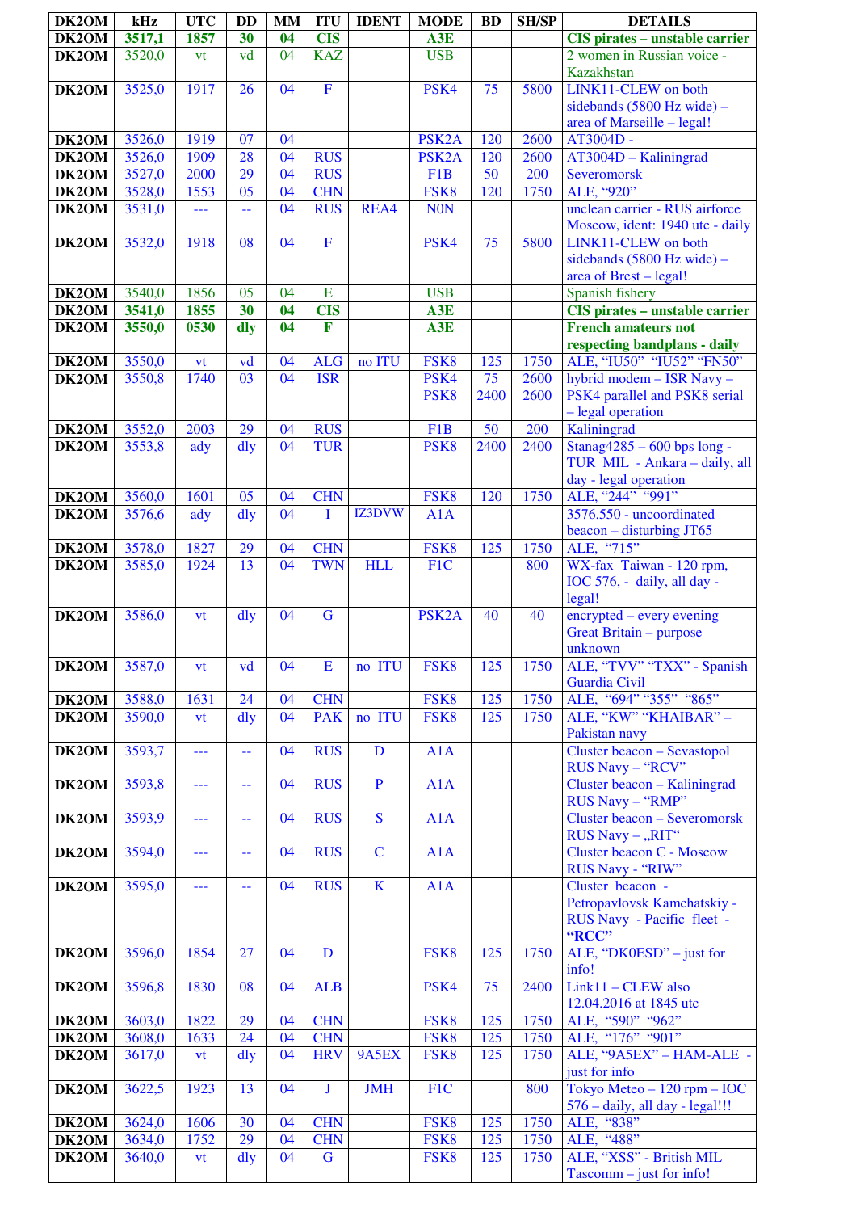| DK2OM | kHz | UTC | DD | MM | ITU | IDENT | MODE | BD | SH/SP | DETAILS |
|---|---|---|---|---|---|---|---|---|---|---|
| **DK2OM** | **3517,1** | **1857** | **30** | **04** | **CIS** | | **A3E** | | | **CIS pirates – unstable carrier** |
| **DK2OM** | 3520,0 | vt | vd | 04 | KAZ | | USB | | | 2 women in Russian voice - Kazakhstan |
| **DK2OM** | 3525,0 | 1917 | 26 | 04 | F | | PSK4 | 75 | 5800 | LINK11-CLEW on both sidebands (5800 Hz wide) – area of Marseille – legal! |
| **DK2OM** | 3526,0 | 1919 | 07 | 04 | | | PSK2A | 120 | 2600 | AT3004D - |
| **DK2OM** | 3526,0 | 1909 | 28 | 04 | RUS | | PSK2A | 120 | 2600 | AT3004D – Kaliningrad |
| **DK2OM** | 3527,0 | 2000 | 29 | 04 | RUS | | F1B | 50 | 200 | Severomorsk |
| **DK2OM** | 3528,0 | 1553 | 05 | 04 | CHN | | FSK8 | 120 | 1750 | ALE, "920" |
| **DK2OM** | 3531,0 | --- | -- | 04 | RUS | REA4 | N0N | | | unclean carrier - RUS airforce Moscow, ident: 1940 utc - daily |
| **DK2OM** | 3532,0 | 1918 | 08 | 04 | F | | PSK4 | 75 | 5800 | LINK11-CLEW on both sidebands (5800 Hz wide) – area of Brest – legal! |
| **DK2OM** | 3540,0 | 1856 | 05 | 04 | E | | USB | | | Spanish fishery |
| **DK2OM** | **3541,0** | **1855** | **30** | **04** | **CIS** | | **A3E** | | | **CIS pirates – unstable carrier** |
| **DK2OM** | **3550,0** | **0530** | **dly** | **04** | **F** | | **A3E** | | | **French amateurs not respecting bandplans - daily** |
| **DK2OM** | 3550,0 | vt | vd | 04 | ALG | no ITU | FSK8 | 125 | 1750 | ALE, "IU50" "IU52" "FN50" |
| **DK2OM** | 3550,8 | 1740 | 03 | 04 | ISR | | PSK4 PSK8 | 75 2400 | 2600 2600 | hybrid modem – ISR Navy – PSK4 parallel and PSK8 serial – legal operation |
| **DK2OM** | 3552,0 | 2003 | 29 | 04 | RUS | | F1B | 50 | 200 | Kaliningrad |
| **DK2OM** | 3553,8 | ady | dly | 04 | TUR | | PSK8 | 2400 | 2400 | Stanag4285 – 600 bps long - TUR MIL - Ankara – daily, all day - legal operation |
| **DK2OM** | 3560,0 | 1601 | 05 | 04 | CHN | | FSK8 | 120 | 1750 | ALE, "244" "991" |
| **DK2OM** | 3576,6 | ady | dly | 04 | I | IZ3DVW | A1A | | | 3576.550 - uncoordinated beacon – disturbing JT65 |
| **DK2OM** | 3578,0 | 1827 | 29 | 04 | CHN | | FSK8 | 125 | 1750 | ALE, "715" |
| **DK2OM** | 3585,0 | 1924 | 13 | 04 | TWN | HLL | F1C | | 800 | WX-fax Taiwan - 120 rpm, IOC 576, - daily, all day - legal! |
| **DK2OM** | 3586,0 | vt | dly | 04 | G | | PSK2A | 40 | 40 | encrypted – every evening Great Britain – purpose unknown |
| **DK2OM** | 3587,0 | vt | vd | 04 | E | no ITU | FSK8 | 125 | 1750 | ALE, "TVV" "TXX" - Spanish Guardia Civil |
| **DK2OM** | 3588,0 | 1631 | 24 | 04 | CHN | | FSK8 | 125 | 1750 | ALE, "694" "355" "865" |
| **DK2OM** | 3590,0 | vt | dly | 04 | PAK | no ITU | FSK8 | 125 | 1750 | ALE, "KW" "KHAIBAR" – Pakistan navy |
| **DK2OM** | 3593,7 | --- | -- | 04 | RUS | D | A1A | | | Cluster beacon – Sevastopol RUS Navy – "RCV" |
| **DK2OM** | 3593,8 | --- | -- | 04 | RUS | P | A1A | | | Cluster beacon – Kaliningrad RUS Navy – "RMP" |
| **DK2OM** | 3593,9 | --- | -- | 04 | RUS | S | A1A | | | Cluster beacon – Severomorsk RUS Navy – „RIT" |
| **DK2OM** | 3594,0 | --- | -- | 04 | RUS | C | A1A | | | Cluster beacon C - Moscow RUS Navy - "RIW" |
| **DK2OM** | 3595,0 | --- | -- | 04 | RUS | K | A1A | | | Cluster beacon - Petropavlovsk Kamchatskiy - RUS Navy - Pacific fleet - **"RCC"** |
| **DK2OM** | 3596,0 | 1854 | 27 | 04 | D | | FSK8 | 125 | 1750 | ALE, "DK0ESD" – just for info! |
| **DK2OM** | 3596,8 | 1830 | 08 | 04 | ALB | | PSK4 | 75 | 2400 | Link11 – CLEW also 12.04.2016 at 1845 utc |
| **DK2OM** | 3603,0 | 1822 | 29 | 04 | CHN | | FSK8 | 125 | 1750 | ALE, "590" "962" |
| **DK2OM** | 3608,0 | 1633 | 24 | 04 | CHN | | FSK8 | 125 | 1750 | ALE, "176" "901" |
| **DK2OM** | 3617,0 | vt | dly | 04 | HRV | 9A5EX | FSK8 | 125 | 1750 | ALE, "9A5EX" – HAM-ALE - just for info |
| **DK2OM** | 3622,5 | 1923 | 13 | 04 | J | JMH | F1C | | 800 | Tokyo Meteo – 120 rpm – IOC 576 – daily, all day - legal!!! |
| **DK2OM** | 3624,0 | 1606 | 30 | 04 | CHN | | FSK8 | 125 | 1750 | ALE, "838" |
| **DK2OM** | 3634,0 | 1752 | 29 | 04 | CHN | | FSK8 | 125 | 1750 | ALE, "488" |
| **DK2OM** | 3640,0 | vt | dly | 04 | G | | FSK8 | 125 | 1750 | ALE, "XSS" - British MIL Tascomm – just for info! |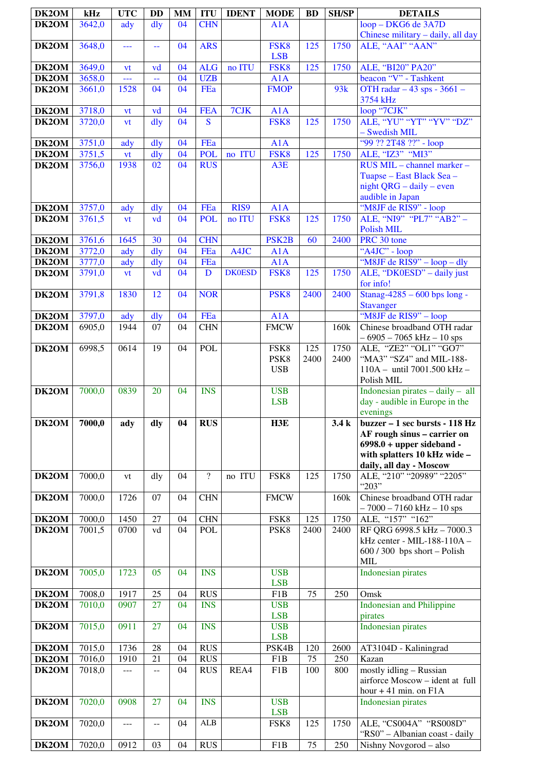| DK2OM | kHz | UTC | DD | MM | ITU | IDENT | MODE | BD | SH/SP | DETAILS |
|---|---|---|---|---|---|---|---|---|---|---|
| DK2OM | 3642,0 | ady | dly | 04 | CHN | | A1A | | | loop – DKG6 de 3A7D Chinese military – daily, all day |
| DK2OM | 3648,0 | --- | -- | 04 | ARS | | FSK8 LSB | 125 | 1750 | ALE, “AAI” “AAN” |
| DK2OM | 3649,0 | vt | vd | 04 | ALG | no ITU | FSK8 | 125 | 1750 | ALE, “BI20” PA20” |
| DK2OM | 3658,0 | --- | -- | 04 | UZB | | A1A | | | beacon “V” - Tashkent |
| DK2OM | 3661,0 | 1528 | 04 | 04 | FEa | | FMOP | | 93k | OTH radar – 43 sps - 3661 – 3754 kHz |
| DK2OM | 3718,0 | vt | vd | 04 | FEA | 7CJK | A1A | | | loop “7CJK” |
| DK2OM | 3720,0 | vt | dly | 04 | S | | FSK8 | 125 | 1750 | ALE, “YU” “YT” “YV” “DZ” – Swedish MIL |
| DK2OM | 3751,0 | ady | dly | 04 | FEa | | A1A | | | “99 ?? 2T48 ??” - loop |
| DK2OM | 3751,5 | vt | dly | 04 | POL | no ITU | FSK8 | 125 | 1750 | ALE, “IZ3” “MI3” |
| DK2OM | 3756,0 | 1938 | 02 | 04 | RUS | | A3E | | | RUS MIL – channel marker – Tuapse – East Black Sea – night QRG – daily – even audible in Japan |
| DK2OM | 3757,0 | ady | dly | 04 | FEa | RIS9 | A1A | | | “M8JF de RIS9” - loop |
| DK2OM | 3761,5 | vt | vd | 04 | POL | no ITU | FSK8 | 125 | 1750 | ALE, “NI9” “PL7” “AB2” – Polish MIL |
| DK2OM | 3761,6 | 1645 | 30 | 04 | CHN | | PSK2B | 60 | 2400 | PRC 30 tone |
| DK2OM | 3772,0 | ady | dly | 04 | FEa | A4JC | A1A | | | “A4JC” - loop |
| DK2OM | 3777,0 | ady | dly | 04 | FEa | | A1A | | | “M8JF de RIS9” – loop – dly |
| DK2OM | 3791,0 | vt | vd | 04 | D | DK0ESD | FSK8 | 125 | 1750 | ALE, “DK0ESD” – daily just for info! |
| DK2OM | 3791,8 | 1830 | 12 | 04 | NOR | | PSK8 | 2400 | 2400 | Stanag-4285 – 600 bps long - Stavanger |
| DK2OM | 3797,0 | ady | dly | 04 | FEa | | A1A | | | “M8JF de RIS9” – loop |
| DK2OM | 6905,0 | 1944 | 07 | 04 | CHN | | FMCW | | 160k | Chinese broadband OTH radar – 6905 – 7065 kHz – 10 sps |
| DK2OM | 6998,5 | 0614 | 19 | 04 | POL | | FSK8 PSK8 USB | 125 2400 | 1750 2400 | ALE, “ZE2” “OL1” “GO7” “MA3” “SZ4” and MIL-188-110A – until 7001.500 kHz – Polish MIL |
| DK2OM | 7000,0 | 0839 | 20 | 04 | INS | | USB LSB | | | Indonesian pirates – daily – all day - audible in Europe in the evenings |
| **DK2OM** | **7000,0** | **ady** | **dly** | **04** | **RUS** | | **H3E** | | **3.4 k** | **buzzer – 1 sec bursts - 118 Hz AF rough sinus – carrier on 6998.0 + upper sideband - with splatters 10 kHz wide – daily, all day - Moscow** |
| DK2OM | 7000,0 | vt | dly | 04 | ? | no ITU | FSK8 | 125 | 1750 | ALE, “210” “20989” “2205” “203” |
| DK2OM | 7000,0 | 1726 | 07 | 04 | CHN | | FMCW | | 160k | Chinese broadband OTH radar – 7000 – 7160 kHz – 10 sps |
| DK2OM | 7000,0 | 1450 | 27 | 04 | CHN | | FSK8 | 125 | 1750 | ALE, “157” “162” |
| DK2OM | 7001,5 | 0700 | vd | 04 | POL | | PSK8 | 2400 | 2400 | RF QRG 6998.5 kHz – 7000.3 kHz center - MIL-188-110A – 600 / 300 bps short – Polish MIL |
| DK2OM | 7005,0 | 1723 | 05 | 04 | INS | | USB LSB | | | Indonesian pirates |
| DK2OM | 7008,0 | 1917 | 25 | 04 | RUS | | F1B | 75 | 250 | Omsk |
| DK2OM | 7010,0 | 0907 | 27 | 04 | INS | | USB LSB | | | Indonesian and Philippine pirates |
| DK2OM | 7015,0 | 0911 | 27 | 04 | INS | | USB LSB | | | Indonesian pirates |
| DK2OM | 7015,0 | 1736 | 28 | 04 | RUS | | PSK4B | 120 | 2600 | AT3104D - Kaliningrad |
| DK2OM | 7016,0 | 1910 | 21 | 04 | RUS | | F1B | 75 | 250 | Kazan |
| DK2OM | 7018,0 | --- | -- | 04 | RUS | REA4 | F1B | 100 | 800 | mostly idling – Russian airforce Moscow – ident at full hour + 41 min. on F1A |
| DK2OM | 7020,0 | 0908 | 27 | 04 | INS | | USB LSB | | | Indonesian pirates |
| DK2OM | 7020,0 | --- | -- | 04 | ALB | | FSK8 | 125 | 1750 | ALE, “CS004A” “RS008D” “RS0” – Albanian coast - daily |
| DK2OM | 7020,0 | 0912 | 03 | 04 | RUS | | F1B | 75 | 250 | Nishny Novgorod – also |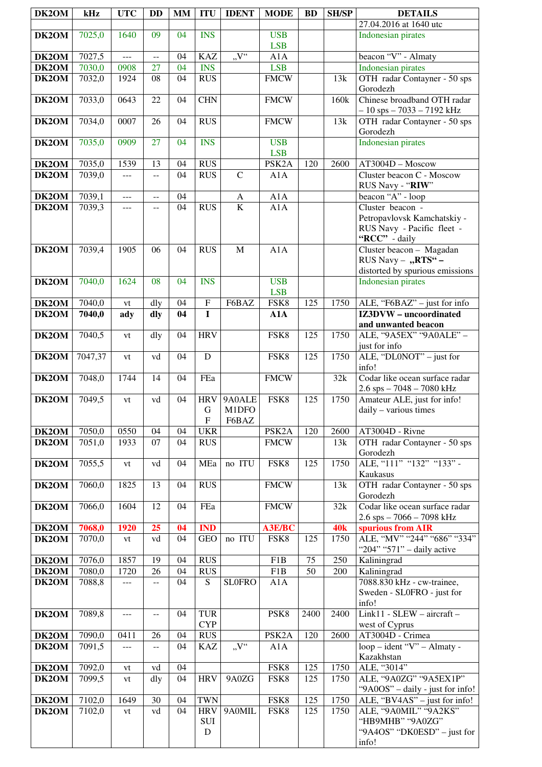| DK2OM | kHz | UTC | DD | MM | ITU | IDENT | MODE | BD | SH/SP | DETAILS |
|---|---|---|---|---|---|---|---|---|---|---|
| | | | | | | | | | | 27.04.2016 at 1640 utc |
| **DK2OM** | 7025,0 | 1640 | 09 | 04 | INS | | USB LSB | | | Indonesian pirates |
| **DK2OM** | 7027,5 | --- | -- | 04 | KAZ | „V“ | A1A | | | beacon “V” - Almaty |
| **DK2OM** | 7030,0 | 0908 | 27 | 04 | INS | | LSB | | | Indonesian pirates |
| **DK2OM** | 7032,0 | 1924 | 08 | 04 | RUS | | FMCW | | 13k | OTH radar Contayner - 50 sps Gorodezh |
| **DK2OM** | 7033,0 | 0643 | 22 | 04 | CHN | | FMCW | | 160k | Chinese broadband OTH radar – 10 sps – 7033 – 7192 kHz |
| **DK2OM** | 7034,0 | 0007 | 26 | 04 | RUS | | FMCW | | 13k | OTH radar Contayner - 50 sps Gorodezh |
| **DK2OM** | 7035,0 | 0909 | 27 | 04 | INS | | USB LSB | | | Indonesian pirates |
| **DK2OM** | 7035,0 | 1539 | 13 | 04 | RUS | | PSK2A | 120 | 2600 | AT3004D – Moscow |
| **DK2OM** | 7039,0 | --- | -- | 04 | RUS | C | A1A | | | Cluster beacon C - Moscow RUS Navy - “**RIW**” |
| **DK2OM** | 7039,1 | --- | -- | 04 | | A | A1A | | | beacon “A” - loop |
| **DK2OM** | 7039,3 | --- | -- | 04 | RUS | K | A1A | | | Cluster beacon - Petropavlovsk Kamchatskiy - RUS Navy - Pacific fleet - **“RCC”** - daily |
| **DK2OM** | 7039,4 | 1905 | 06 | 04 | RUS | M | A1A | | | Cluster beacon – Magadan RUS Navy – **„RTS“ –** distorted by spurious emissions |
| **DK2OM** | 7040,0 | 1624 | 08 | 04 | INS | | USB LSB | | | Indonesian pirates |
| **DK2OM** | 7040,0 | vt | dly | 04 | F | F6BAZ | FSK8 | 125 | 1750 | ALE, “F6BAZ” – just for info |
| **DK2OM** | **7040,0** | **ady** | **dly** | **04** | **I** | | **A1A** | | | **IZ3DVW – uncoordinated and unwanted beacon** |
| **DK2OM** | 7040,5 | vt | dly | 04 | HRV | | FSK8 | 125 | 1750 | ALE, “9A5EX” “9A0ALE” – just for info |
| **DK2OM** | 7047,37 | vt | vd | 04 | D | | FSK8 | 125 | 1750 | ALE, “DL0NOT” – just for info! |
| **DK2OM** | 7048,0 | 1744 | 14 | 04 | FEa | | FMCW | | 32k | Codar like ocean surface radar 2.6 sps – 7048 – 7080 kHz |
| **DK2OM** | 7049,5 | vt | vd | 04 | HRV G F | 9A0ALE M1DFO F6BAZ | FSK8 | 125 | 1750 | Amateur ALE, just for info! daily – various times |
| **DK2OM** | 7050,0 | 0550 | 04 | 04 | UKR | | PSK2A | 120 | 2600 | AT3004D - Rivne |
| **DK2OM** | 7051,0 | 1933 | 07 | 04 | RUS | | FMCW | | 13k | OTH radar Contayner - 50 sps Gorodezh |
| **DK2OM** | 7055,5 | vt | vd | 04 | MEa | no ITU | FSK8 | 125 | 1750 | ALE, “111” “132” “133” - Kaukasus |
| **DK2OM** | 7060,0 | 1825 | 13 | 04 | RUS | | FMCW | | 13k | OTH radar Contayner - 50 sps Gorodezh |
| **DK2OM** | 7066,0 | 1604 | 12 | 04 | FEa | | FMCW | | 32k | Codar like ocean surface radar 2.6 sps – 7066 – 7098 kHz |
| **DK2OM** | **7068,0** | **1920** | **25** | **04** | **IND** | | **A3E/BC** | | **40k** | **spurious from AIR** |
| **DK2OM** | 7070,0 | vt | vd | 04 | GEO | no ITU | FSK8 | 125 | 1750 | ALE, “MV” “244” “686” “334” “204” “571” – daily active |
| **DK2OM** | 7076,0 | 1857 | 19 | 04 | RUS | | F1B | 75 | 250 | Kaliningrad |
| **DK2OM** | 7080,0 | 1720 | 26 | 04 | RUS | | F1B | 50 | 200 | Kaliningrad |
| **DK2OM** | 7088,8 | --- | -- | 04 | S | SL0FRO | A1A | | | 7088.830 kHz - cw-trainee, Sweden - SL0FRO - just for info! |
| **DK2OM** | 7089,8 | --- | -- | 04 | TUR CYP | | PSK8 | 2400 | 2400 | Link11 - SLEW – aircraft – west of Cyprus |
| **DK2OM** | 7090,0 | 0411 | 26 | 04 | RUS | | PSK2A | 120 | 2600 | AT3004D - Crimea |
| **DK2OM** | 7091,5 | --- | -- | 04 | KAZ | „V“ | A1A | | | loop – ident “V” – Almaty - Kazakhstan |
| **DK2OM** | 7092,0 | vt | vd | 04 | | | FSK8 | 125 | 1750 | ALE, “3014” |
| **DK2OM** | 7099,5 | vt | dly | 04 | HRV | 9A0ZG | FSK8 | 125 | 1750 | ALE, “9A0ZG” “9A5EX1P” “9A0OS” – daily - just for info! |
| **DK2OM** | 7102,0 | 1649 | 30 | 04 | TWN | | FSK8 | 125 | 1750 | ALE, “BV4AS” – just for info! |
| **DK2OM** | 7102,0 | vt | vd | 04 | HRV SUI D | 9A0MIL | FSK8 | 125 | 1750 | ALE, “9A0MIL” “9A2KS” “HB9MHB” “9A0ZG” “9A4OS” “DK0ESD” – just for info! |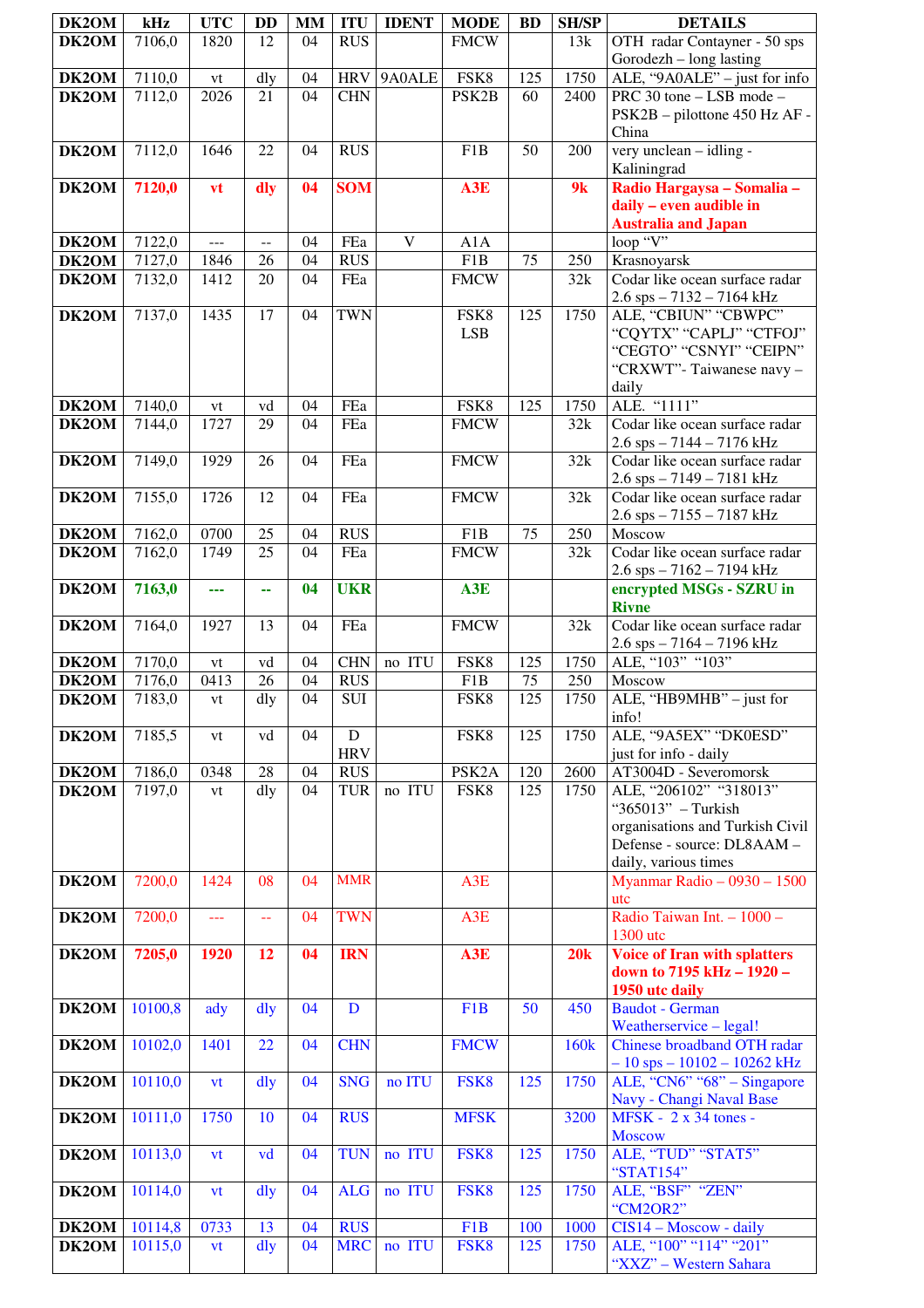| DK2OM | kHz | UTC | DD | MM | ITU | IDENT | MODE | BD | SH/SP | DETAILS |
|---|---|---|---|---|---|---|---|---|---|---|
| DK2OM | 7106,0 | 1820 | 12 | 04 | RUS | | FMCW | | 13k | OTH radar Contayner - 50 sps Gorodezh – long lasting |
| DK2OM | 7110,0 | vt | dly | 04 | HRV | 9A0ALE | FSK8 | 125 | 1750 | ALE, "9A0ALE" – just for info |
| DK2OM | 7112,0 | 2026 | 21 | 04 | CHN | | PSK2B | 60 | 2400 | PRC 30 tone – LSB mode – PSK2B – pilottone 450 Hz AF - China |
| DK2OM | 7112,0 | 1646 | 22 | 04 | RUS | | F1B | 50 | 200 | very unclean – idling - Kaliningrad |
| DK2OM | **7120,0** | **vt** | **dly** | **04** | **SOM** | | **A3E** | | **9k** | **Radio Hargaysa – Somalia – daily – even audible in Australia and Japan** |
| DK2OM | 7122,0 | --- | -- | 04 | FEa | V | A1A | | | loop "V" |
| DK2OM | 7127,0 | 1846 | 26 | 04 | RUS | | F1B | 75 | 250 | Krasnoyarsk |
| DK2OM | 7132,0 | 1412 | 20 | 04 | FEa | | FMCW | | 32k | Codar like ocean surface radar 2.6 sps – 7132 – 7164 kHz |
| DK2OM | 7137,0 | 1435 | 17 | 04 | TWN | | FSK8 LSB | 125 | 1750 | ALE, "CBIUN" "CBWPC" "CQYTX" "CAPLJ" "CTFOJ" "CEGTO" "CSNYI" "CEIPN" "CRXWT"- Taiwanese navy – daily |
| DK2OM | 7140,0 | vt | vd | 04 | FEa | | FSK8 | 125 | 1750 | ALE. "1111" |
| DK2OM | 7144,0 | 1727 | 29 | 04 | FEa | | FMCW | | 32k | Codar like ocean surface radar 2.6 sps – 7144 – 7176 kHz |
| DK2OM | 7149,0 | 1929 | 26 | 04 | FEa | | FMCW | | 32k | Codar like ocean surface radar 2.6 sps – 7149 – 7181 kHz |
| DK2OM | 7155,0 | 1726 | 12 | 04 | FEa | | FMCW | | 32k | Codar like ocean surface radar 2.6 sps – 7155 – 7187 kHz |
| DK2OM | 7162,0 | 0700 | 25 | 04 | RUS | | F1B | 75 | 250 | Moscow |
| DK2OM | 7162,0 | 1749 | 25 | 04 | FEa | | FMCW | | 32k | Codar like ocean surface radar 2.6 sps – 7162 – 7194 kHz |
| DK2OM | **7163,0** | **---** | **--** | **04** | **UKR** | | **A3E** | | | **encrypted MSGs - SZRU in Rivne** |
| DK2OM | 7164,0 | 1927 | 13 | 04 | FEa | | FMCW | | 32k | Codar like ocean surface radar 2.6 sps – 7164 – 7196 kHz |
| DK2OM | 7170,0 | vt | vd | 04 | CHN | no ITU | FSK8 | 125 | 1750 | ALE, "103" "103" |
| DK2OM | 7176,0 | 0413 | 26 | 04 | RUS | | F1B | 75 | 250 | Moscow |
| DK2OM | 7183,0 | vt | dly | 04 | SUI | | FSK8 | 125 | 1750 | ALE, "HB9MHB" – just for info! |
| DK2OM | 7185,5 | vt | vd | 04 | D HRV | | FSK8 | 125 | 1750 | ALE, "9A5EX" "DK0ESD" just for info - daily |
| DK2OM | 7186,0 | 0348 | 28 | 04 | RUS | | PSK2A | 120 | 2600 | AT3004D - Severomorsk |
| DK2OM | 7197,0 | vt | dly | 04 | TUR | no ITU | FSK8 | 125 | 1750 | ALE, "206102" "318013" "365013" – Turkish organisations and Turkish Civil Defense - source: DL8AAM – daily, various times |
| DK2OM | 7200,0 | 1424 | 08 | 04 | MMR | | A3E | | | Myanmar Radio – 0930 – 1500 utc |
| DK2OM | 7200,0 | --- | -- | 04 | TWN | | A3E | | | Radio Taiwan Int. – 1000 – 1300 utc |
| DK2OM | **7205,0** | **1920** | **12** | **04** | **IRN** | | **A3E** | | **20k** | **Voice of Iran with splatters down to 7195 kHz – 1920 – 1950 utc daily** |
| DK2OM | 10100,8 | ady | dly | 04 | D | | F1B | 50 | 450 | Baudot - German Weatherservice – legal! |
| DK2OM | 10102,0 | 1401 | 22 | 04 | CHN | | FMCW | | 160k | Chinese broadband OTH radar – 10 sps – 10102 – 10262 kHz |
| DK2OM | 10110,0 | vt | dly | 04 | SNG | no ITU | FSK8 | 125 | 1750 | ALE, "CN6" "68" – Singapore Navy - Changi Naval Base |
| DK2OM | 10111,0 | 1750 | 10 | 04 | RUS | | MFSK | | 3200 | MFSK - 2 x 34 tones - Moscow |
| DK2OM | 10113,0 | vt | vd | 04 | TUN | no ITU | FSK8 | 125 | 1750 | ALE, "TUD" "STAT5" "STAT154" |
| DK2OM | 10114,0 | vt | dly | 04 | ALG | no ITU | FSK8 | 125 | 1750 | ALE, "BSF" "ZEN" "CM2OR2" |
| DK2OM | 10114,8 | 0733 | 13 | 04 | RUS | | F1B | 100 | 1000 | CIS14 – Moscow - daily |
| DK2OM | 10115,0 | vt | dly | 04 | MRC | no ITU | FSK8 | 125 | 1750 | ALE, "100" "114" "201" "XXZ" – Western Sahara |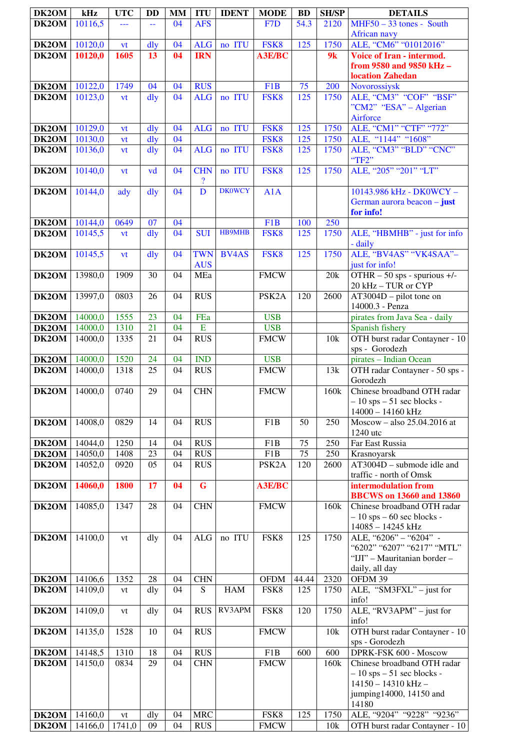| DK2OM | kHz | UTC | DD | MM | ITU | IDENT | MODE | BD | SH/SP | DETAILS |
|---|---|---|---|---|---|---|---|---|---|---|
| DK2OM | 10116,5 | --- | -- | 04 | AFS | | F7D | 54.3 | 2120 | MHF50 – 33 tones - South African navy |
| DK2OM | 10120,0 | vt | dly | 04 | ALG | no ITU | FSK8 | 125 | 1750 | ALE, "CM6" "01012016" |
| DK2OM | **10120,0** | **1605** | **13** | **04** | **IRN** | | **A3E/BC** | | **9k** | **Voice of Iran - intermod. from 9580 and 9850 kHz – location Zahedan** |
| DK2OM | 10122,0 | 1749 | 04 | 04 | RUS | | F1B | 75 | 200 | Novorossiysk |
| DK2OM | 10123,0 | vt | dly | 04 | ALG | no ITU | FSK8 | 125 | 1750 | ALE, "CM3" "COF" "BSF" "CM2" "ESA" – Algerian Airforce |
| DK2OM | 10129,0 | vt | dly | 04 | ALG | no ITU | FSK8 | 125 | 1750 | ALE, "CM1" "CTF" "772" |
| DK2OM | 10130,0 | vt | dly | 04 | | | FSK8 | 125 | 1750 | ALE, "1144" "1608" |
| DK2OM | 10136,0 | vt | dly | 04 | ALG | no ITU | FSK8 | 125 | 1750 | ALE, "CM3" "BLD" "CNC" "TF2" |
| DK2OM | 10140,0 | vt | vd | 04 | CHN ? | no ITU | FSK8 | 125 | 1750 | ALE, "205" "201" "LT" |
| DK2OM | 10144,0 | ady | dly | 04 | D | DK0WCY | A1A | | | 10143.986 kHz - DK0WCY – German aurora beacon – **just for info!** |
| DK2OM | 10144,0 | 0649 | 07 | 04 | | | F1B | 100 | 250 | |
| DK2OM | 10145,5 | vt | dly | 04 | SUI | HB9MHB | FSK8 | 125 | 1750 | ALE, "HBMHB" - just for info - daily |
| DK2OM | 10145,5 | vt | dly | 04 | TWN AUS | BV4AS | FSK8 | 125 | 1750 | ALE, "BV4AS" "VK4SAA"– just for info! |
| DK2OM | 13980,0 | 1909 | 30 | 04 | MEa | | FMCW | | 20k | OTHR – 50 sps - spurious +/- 20 kHz – TUR or CYP |
| DK2OM | 13997,0 | 0803 | 26 | 04 | RUS | | PSK2A | 120 | 2600 | AT3004D – pilot tone on 14000.3 - Penza |
| DK2OM | 14000,0 | 1555 | 23 | 04 | FEa | | USB | | | pirates from Java Sea - daily |
| DK2OM | 14000,0 | 1310 | 21 | 04 | E | | USB | | | Spanish fishery |
| DK2OM | 14000,0 | 1335 | 21 | 04 | RUS | | FMCW | | 10k | OTH burst radar Contayner - 10 sps - Gorodezh |
| DK2OM | 14000,0 | 1520 | 24 | 04 | IND | | USB | | | pirates – Indian Ocean |
| DK2OM | 14000,0 | 1318 | 25 | 04 | RUS | | FMCW | | 13k | OTH radar Contayner - 50 sps - Gorodezh |
| DK2OM | 14000,0 | 0740 | 29 | 04 | CHN | | FMCW | | 160k | Chinese broadband OTH radar – 10 sps – 51 sec blocks - 14000 – 14160 kHz |
| DK2OM | 14008,0 | 0829 | 14 | 04 | RUS | | F1B | 50 | 250 | Moscow – also 25.04.2016 at 1240 utc |
| DK2OM | 14044,0 | 1250 | 14 | 04 | RUS | | F1B | 75 | 250 | Far East Russia |
| DK2OM | 14050,0 | 1408 | 23 | 04 | RUS | | F1B | 75 | 250 | Krasnoyarsk |
| DK2OM | 14052,0 | 0920 | 05 | 04 | RUS | | PSK2A | 120 | 2600 | AT3004D – submode idle and traffic - north of Omsk |
| DK2OM | **14060,0** | **1800** | **17** | **04** | **G** | | **A3E/BC** | | | **intermodulation from BBCWS on 13660 and 13860** |
| DK2OM | 14085,0 | 1347 | 28 | 04 | CHN | | FMCW | | 160k | Chinese broadband OTH radar – 10 sps – 60 sec blocks - 14085 – 14245 kHz |
| DK2OM | 14100,0 | vt | dly | 04 | ALG | no ITU | FSK8 | 125 | 1750 | ALE, "6206" – "6204" - "6202" "6207" "6217" "MTL" "IJI" – Mauritanian border – daily, all day |
| DK2OM | 14106,6 | 1352 | 28 | 04 | CHN | | OFDM | 44.44 | 2320 | OFDM 39 |
| DK2OM | 14109,0 | vt | dly | 04 | S | HAM | FSK8 | 125 | 1750 | ALE, "SM3FXL" – just for info! |
| DK2OM | 14109,0 | vt | dly | 04 | RUS | RV3APM | FSK8 | 120 | 1750 | ALE, "RV3APM" – just for info! |
| DK2OM | 14135,0 | 1528 | 10 | 04 | RUS | | FMCW | | 10k | OTH burst radar Contayner - 10 sps - Gorodezh |
| DK2OM | 14148,5 | 1310 | 18 | 04 | RUS | | F1B | 600 | 600 | DPRK-FSK 600 - Moscow |
| DK2OM | 14150,0 | 0834 | 29 | 04 | CHN | | FMCW | | 160k | Chinese broadband OTH radar – 10 sps – 51 sec blocks - 14150 – 14310 kHz – jumping14000, 14150 and 14180 |
| DK2OM | 14160,0 | vt | dly | 04 | MRC | | FSK8 | 125 | 1750 | ALE, "9204" "9228" "9236" |
| DK2OM | 14166,0 | 1741,0 | 09 | 04 | RUS | | FMCW | | 10k | OTH burst radar Contayner - 10 |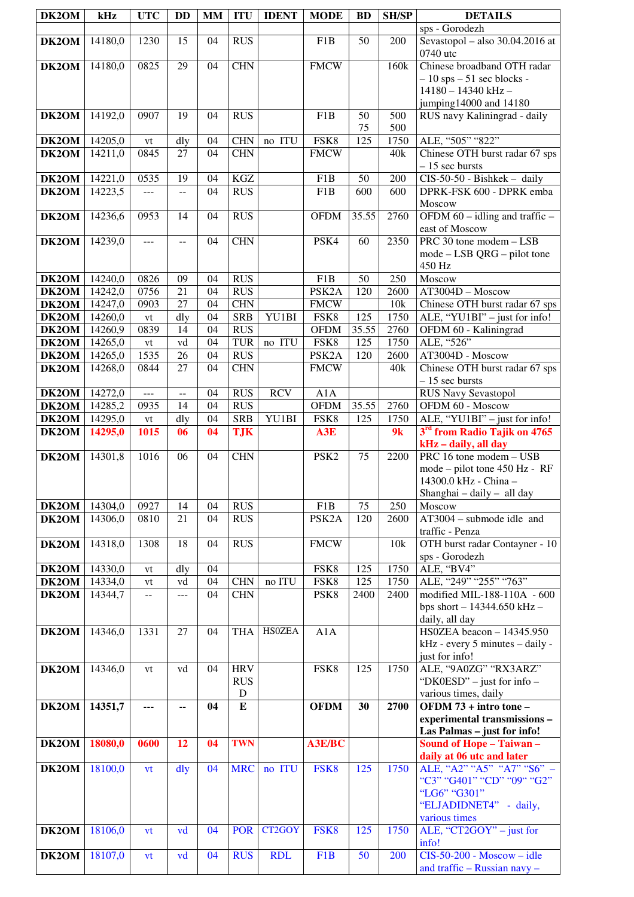| DK2OM | kHz | UTC | DD | MM | ITU | IDENT | MODE | BD | SH/SP | DETAILS |
|---|---|---|---|---|---|---|---|---|---|---|
| | | | | | | | | | | sps - Gorodezh |
| **DK2OM** | 14180,0 | 1230 | 15 | 04 | RUS | | F1B | 50 | 200 | Sevastopol – also 30.04.2016 at 0740 utc |
| **DK2OM** | 14180,0 | 0825 | 29 | 04 | CHN | | FMCW | | 160k | Chinese broadband OTH radar – 10 sps – 51 sec blocks - 14180 – 14340 kHz – jumping14000 and 14180 |
| **DK2OM** | 14192,0 | 0907 | 19 | 04 | RUS | | F1B | 50 75 | 500 500 | RUS navy Kaliningrad - daily |
| **DK2OM** | 14205,0 | vt | dly | 04 | CHN | no ITU | FSK8 | 125 | 1750 | ALE, "505" "822" |
| **DK2OM** | 14211,0 | 0845 | 27 | 04 | CHN | | FMCW | | 40k | Chinese OTH burst radar 67 sps – 15 sec bursts |
| **DK2OM** | 14221,0 | 0535 | 19 | 04 | KGZ | | F1B | 50 | 200 | CIS-50-50 - Bishkek – daily |
| **DK2OM** | 14223,5 | --- | -- | 04 | RUS | | F1B | 600 | 600 | DPRK-FSK 600 - DPRK emba Moscow |
| **DK2OM** | 14236,6 | 0953 | 14 | 04 | RUS | | OFDM | 35.55 | 2760 | OFDM 60 – idling and traffic – east of Moscow |
| **DK2OM** | 14239,0 | --- | -- | 04 | CHN | | PSK4 | 60 | 2350 | PRC 30 tone modem – LSB mode – LSB QRG – pilot tone 450 Hz |
| **DK2OM** | 14240,0 | 0826 | 09 | 04 | RUS | | F1B | 50 | 250 | Moscow |
| **DK2OM** | 14242,0 | 0756 | 21 | 04 | RUS | | PSK2A | 120 | 2600 | AT3004D – Moscow |
| **DK2OM** | 14247,0 | 0903 | 27 | 04 | CHN | | FMCW | | 10k | Chinese OTH burst radar 67 sps |
| **DK2OM** | 14260,0 | vt | dly | 04 | SRB | YU1BI | FSK8 | 125 | 1750 | ALE, "YU1BI" – just for info! |
| **DK2OM** | 14260,9 | 0839 | 14 | 04 | RUS | | OFDM | 35.55 | 2760 | OFDM 60 - Kaliningrad |
| **DK2OM** | 14265,0 | vt | vd | 04 | TUR | no ITU | FSK8 | 125 | 1750 | ALE, "526" |
| **DK2OM** | 14265,0 | 1535 | 26 | 04 | RUS | | PSK2A | 120 | 2600 | AT3004D - Moscow |
| **DK2OM** | 14268,0 | 0844 | 27 | 04 | CHN | | FMCW | | 40k | Chinese OTH burst radar 67 sps – 15 sec bursts |
| **DK2OM** | 14272,0 | --- | -- | 04 | RUS | RCV | A1A | | | RUS Navy Sevastopol |
| **DK2OM** | 14285,2 | 0935 | 14 | 04 | RUS | | OFDM | 35.55 | 2760 | OFDM 60 - Moscow |
| **DK2OM** | 14295,0 | vt | dly | 04 | SRB | YU1BI | FSK8 | 125 | 1750 | ALE, "YU1BI" – just for info! |
| **DK2OM** | **14295,0** | **1015** | **06** | **04** | **TJK** | | **A3E** | | **9k** | **3rd from Radio Tajik on 4765 kHz – daily, all day** |
| **DK2OM** | 14301,8 | 1016 | 06 | 04 | CHN | | PSK2 | 75 | 2200 | PRC 16 tone modem – USB mode – pilot tone 450 Hz - RF 14300.0 kHz - China – Shanghai – daily – all day |
| **DK2OM** | 14304,0 | 0927 | 14 | 04 | RUS | | F1B | 75 | 250 | Moscow |
| **DK2OM** | 14306,0 | 0810 | 21 | 04 | RUS | | PSK2A | 120 | 2600 | AT3004 – submode idle and traffic - Penza |
| **DK2OM** | 14318,0 | 1308 | 18 | 04 | RUS | | FMCW | | 10k | OTH burst radar Contayner - 10 sps - Gorodezh |
| **DK2OM** | 14330,0 | vt | dly | 04 | | | FSK8 | 125 | 1750 | ALE, "BV4" |
| **DK2OM** | 14334,0 | vt | vd | 04 | CHN | no ITU | FSK8 | 125 | 1750 | ALE, "249" "255" "763" |
| **DK2OM** | 14344,7 | -- | --- | 04 | CHN | | PSK8 | 2400 | 2400 | modified MIL-188-110A - 600 bps short – 14344.650 kHz – daily, all day |
| **DK2OM** | 14346,0 | 1331 | 27 | 04 | THA | HS0ZEA | A1A | | | HS0ZEA beacon – 14345.950 kHz - every 5 minutes – daily - just for info! |
| **DK2OM** | 14346,0 | vt | vd | 04 | HRV RUS D | | FSK8 | 125 | 1750 | ALE, "9A0ZG" "RX3ARZ" "DK0ESD" – just for info – various times, daily |
| **DK2OM** | **14351,7** | **---** | **--** | **04** | **E** | | **OFDM** | **30** | **2700** | **OFDM 73 + intro tone – experimental transmissions – Las Palmas – just for info!** |
| **DK2OM** | **18080,0** | **0600** | **12** | **04** | **TWN** | | **A3E/BC** | | | **Sound of Hope – Taiwan – daily at 06 utc and later** |
| **DK2OM** | 18100,0 | vt | dly | 04 | MRC | no ITU | FSK8 | 125 | 1750 | ALE, "A2" "A5" "A7" "S6" – "C3" "G401" "CD" "09" "G2" "LG6" "G301" "ELJADIDNET4" - daily, various times |
| **DK2OM** | 18106,0 | vt | vd | 04 | POR | CT2GOY | FSK8 | 125 | 1750 | ALE, "CT2GOY" – just for info! |
| **DK2OM** | 18107,0 | vt | vd | 04 | RUS | RDL | F1B | 50 | 200 | CIS-50-200 - Moscow – idle and traffic – Russian navy – |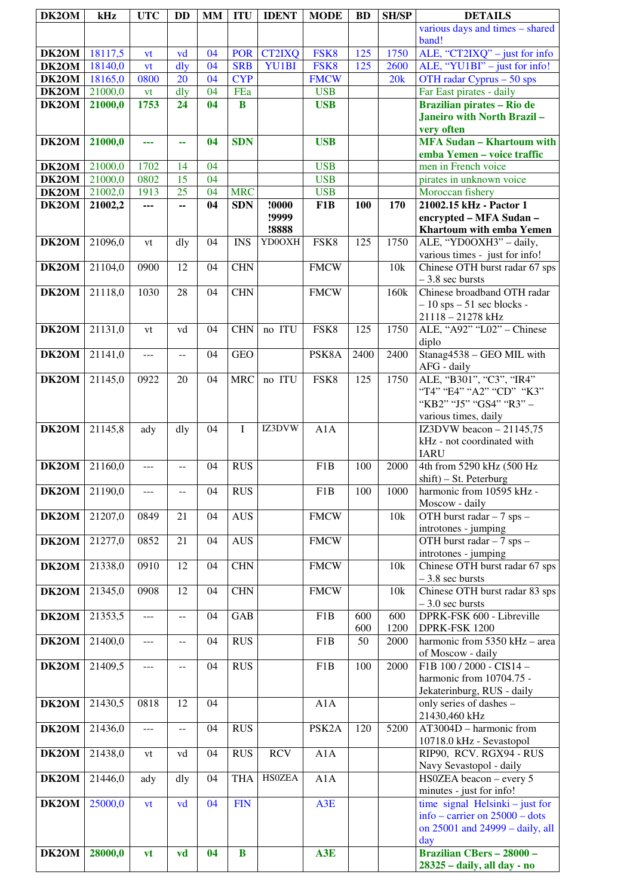| DK2OM | kHz | UTC | DD | MM | ITU | IDENT | MODE | BD | SH/SP | DETAILS |
|---|---|---|---|---|---|---|---|---|---|---|
| | | | | | | | | | | various days and times – shared band! |
| DK2OM | 18117,5 | vt | vd | 04 | POR | CT2IXQ | FSK8 | 125 | 1750 | ALE, "CT2IXQ" – just for info |
| DK2OM | 18140,0 | vt | dly | 04 | SRB | YU1BI | FSK8 | 125 | 2600 | ALE, "YU1BI" – just for info! |
| DK2OM | 18165,0 | 0800 | 20 | 04 | CYP | | FMCW | | 20k | OTH radar Cyprus – 50 sps |
| DK2OM | 21000,0 | vt | dly | 04 | FEa | | USB | | | Far East pirates - daily |
| **DK2OM** | **21000,0** | **1753** | **24** | **04** | **B** | | **USB** | | | **Brazilian pirates – Rio de Janeiro with North Brazil – very often** |
| **DK2OM** | **21000,0** | **---** | **--** | **04** | **SDN** | | **USB** | | | **MFA Sudan – Khartoum with emba Yemen – voice traffic** |
| DK2OM | 21000,0 | 1702 | 14 | 04 | | | USB | | | men in French voice |
| DK2OM | 21000,0 | 0802 | 15 | 04 | | | USB | | | pirates in unknown voice |
| DK2OM | 21002,0 | 1913 | 25 | 04 | MRC | | USB | | | Moroccan fishery |
| **DK2OM** | **21002,2** | **---** | **--** | **04** | **SDN** | **!0000 !9999 !8888** | **F1B** | **100** | **170** | **21002.15 kHz - Pactor 1 encrypted – MFA Sudan – Khartoum with emba Yemen** |
| DK2OM | 21096,0 | vt | dly | 04 | INS | YD0OXH | FSK8 | 125 | 1750 | ALE, "YD0OXH3" – daily, various times - just for info! |
| DK2OM | 21104,0 | 0900 | 12 | 04 | CHN | | FMCW | | 10k | Chinese OTH burst radar 67 sps – 3.8 sec bursts |
| DK2OM | 21118,0 | 1030 | 28 | 04 | CHN | | FMCW | | 160k | Chinese broadband OTH radar – 10 sps – 51 sec blocks - 21118 – 21278 kHz |
| DK2OM | 21131,0 | vt | vd | 04 | CHN | no ITU | FSK8 | 125 | 1750 | ALE, "A92" "L02" – Chinese diplo |
| DK2OM | 21141,0 | --- | -- | 04 | GEO | | PSK8A | 2400 | 2400 | Stanag4538 – GEO MIL with AFG - daily |
| DK2OM | 21145,0 | 0922 | 20 | 04 | MRC | no ITU | FSK8 | 125 | 1750 | ALE, "B301", "C3", "IR4" "T4" "E4" "A2" "CD" "K3" "KB2" "J5" "GS4" "R3" – various times, daily |
| DK2OM | 21145,8 | ady | dly | 04 | I | IZ3DVW | A1A | | | IZ3DVW beacon – 21145,75 kHz - not coordinated with IARU |
| DK2OM | 21160,0 | --- | -- | 04 | RUS | | F1B | 100 | 2000 | 4th from 5290 kHz (500 Hz shift) – St. Peterburg |
| DK2OM | 21190,0 | --- | -- | 04 | RUS | | F1B | 100 | 1000 | harmonic from 10595 kHz - Moscow - daily |
| DK2OM | 21207,0 | 0849 | 21 | 04 | AUS | | FMCW | | 10k | OTH burst radar – 7 sps – introtones - jumping |
| DK2OM | 21277,0 | 0852 | 21 | 04 | AUS | | FMCW | | | OTH burst radar – 7 sps – introtones - jumping |
| DK2OM | 21338,0 | 0910 | 12 | 04 | CHN | | FMCW | | 10k | Chinese OTH burst radar 67 sps – 3.8 sec bursts |
| DK2OM | 21345,0 | 0908 | 12 | 04 | CHN | | FMCW | | 10k | Chinese OTH burst radar 83 sps – 3.0 sec bursts |
| DK2OM | 21353,5 | --- | -- | 04 | GAB | | F1B | 600 600 | 600 1200 | DPRK-FSK 600 - Libreville DPRK-FSK 1200 |
| DK2OM | 21400,0 | --- | -- | 04 | RUS | | F1B | 50 | 2000 | harmonic from 5350 kHz – area of Moscow - daily |
| DK2OM | 21409,5 | --- | -- | 04 | RUS | | F1B | 100 | 2000 | F1B 100 / 2000 - CIS14 – harmonic from 10704.75 - Jekaterinburg, RUS - daily |
| DK2OM | 21430,5 | 0818 | 12 | 04 | | | A1A | | | only series of dashes – 21430,460 kHz |
| DK2OM | 21436,0 | --- | -- | 04 | RUS | | PSK2A | 120 | 5200 | AT3004D – harmonic from 10718.0 kHz - Sevastopol |
| DK2OM | 21438,0 | vt | vd | 04 | RUS | RCV | A1A | | | RIP90, RCV. RGX94 - RUS Navy Sevastopol - daily |
| DK2OM | 21446,0 | ady | dly | 04 | THA | HS0ZEA | A1A | | | HS0ZEA beacon – every 5 minutes - just for info! |
| DK2OM | 25000,0 | vt | vd | 04 | FIN | | A3E | | | time signal Helsinki – just for info – carrier on 25000 – dots on 25001 and 24999 – daily, all day |
| **DK2OM** | **28000,0** | **vt** | **vd** | **04** | **B** | | **A3E** | | | **Brazilian CBers – 28000 – 28325 – daily, all day - no** |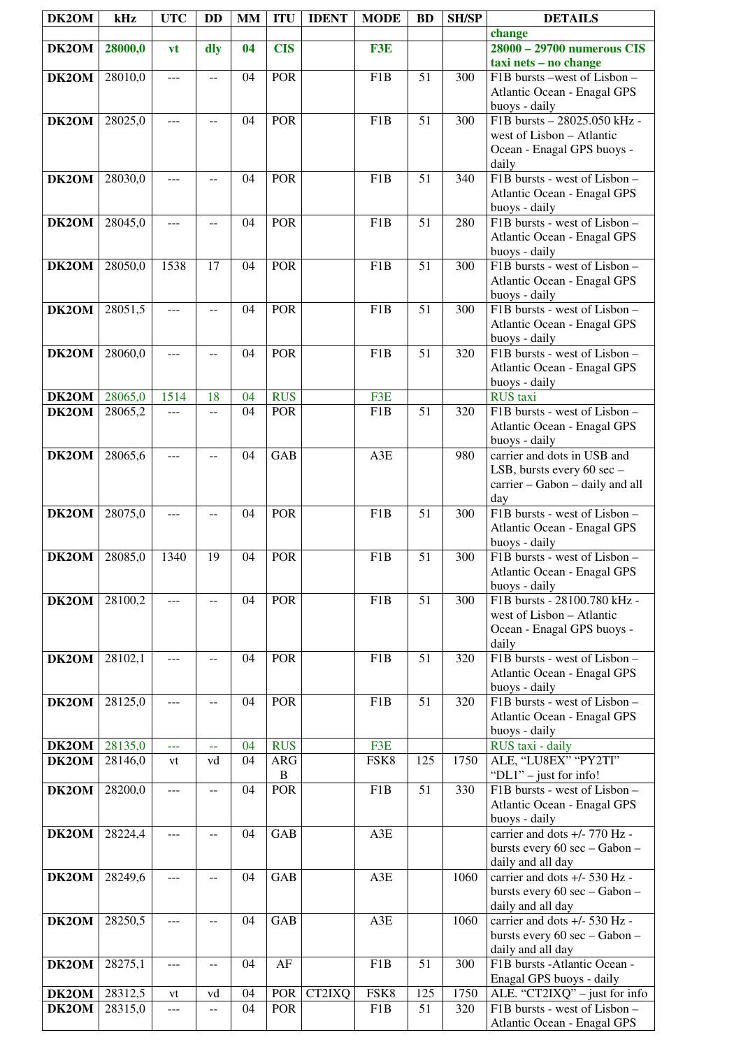| DK2OM | kHz | UTC | DD | MM | ITU | IDENT | MODE | BD | SH/SP | DETAILS |
|---|---|---|---|---|---|---|---|---|---|---|
| | | | | | | | | | | change |
| **DK2OM** | **28000,0** | **vt** | **dly** | **04** | **CIS** | | **F3E** | | | **28000 – 29700 numerous CIS taxi nets – no change** |
| **DK2OM** | 28010,0 | --- | -- | 04 | POR | | F1B | 51 | 300 | F1B bursts –west of Lisbon – Atlantic Ocean - Enagal GPS buoys - daily |
| **DK2OM** | 28025,0 | --- | -- | 04 | POR | | F1B | 51 | 300 | F1B bursts – 28025.050 kHz - west of Lisbon – Atlantic Ocean - Enagal GPS buoys - daily |
| **DK2OM** | 28030,0 | --- | -- | 04 | POR | | F1B | 51 | 340 | F1B bursts - west of Lisbon – Atlantic Ocean - Enagal GPS buoys - daily |
| **DK2OM** | 28045,0 | --- | -- | 04 | POR | | F1B | 51 | 280 | F1B bursts - west of Lisbon – Atlantic Ocean - Enagal GPS buoys - daily |
| **DK2OM** | 28050,0 | 1538 | 17 | 04 | POR | | F1B | 51 | 300 | F1B bursts - west of Lisbon – Atlantic Ocean - Enagal GPS buoys - daily |
| **DK2OM** | 28051,5 | --- | -- | 04 | POR | | F1B | 51 | 300 | F1B bursts - west of Lisbon – Atlantic Ocean - Enagal GPS buoys - daily |
| **DK2OM** | 28060,0 | --- | -- | 04 | POR | | F1B | 51 | 320 | F1B bursts - west of Lisbon – Atlantic Ocean - Enagal GPS buoys - daily |
| **DK2OM** | 28065,0 | 1514 | 18 | 04 | RUS | | F3E | | | RUS taxi |
| **DK2OM** | 28065,2 | --- | -- | 04 | POR | | F1B | 51 | 320 | F1B bursts - west of Lisbon – Atlantic Ocean - Enagal GPS buoys - daily |
| **DK2OM** | 28065,6 | --- | -- | 04 | GAB | | A3E | | 980 | carrier and dots in USB and LSB, bursts every 60 sec – carrier – Gabon – daily and all day |
| **DK2OM** | 28075,0 | --- | -- | 04 | POR | | F1B | 51 | 300 | F1B bursts - west of Lisbon – Atlantic Ocean - Enagal GPS buoys - daily |
| **DK2OM** | 28085,0 | 1340 | 19 | 04 | POR | | F1B | 51 | 300 | F1B bursts - west of Lisbon – Atlantic Ocean - Enagal GPS buoys - daily |
| **DK2OM** | 28100,2 | --- | -- | 04 | POR | | F1B | 51 | 300 | F1B bursts - 28100.780 kHz - west of Lisbon – Atlantic Ocean - Enagal GPS buoys - daily |
| **DK2OM** | 28102,1 | --- | -- | 04 | POR | | F1B | 51 | 320 | F1B bursts - west of Lisbon – Atlantic Ocean - Enagal GPS buoys - daily |
| **DK2OM** | 28125,0 | --- | -- | 04 | POR | | F1B | 51 | 320 | F1B bursts - west of Lisbon – Atlantic Ocean - Enagal GPS buoys - daily |
| **DK2OM** | 28135,0 | --- | -- | 04 | RUS | | F3E | | | RUS taxi - daily |
| **DK2OM** | 28146,0 | vt | vd | 04 | ARGB | | FSK8 | 125 | 1750 | ALE, “LU8EX” “PY2TI” “DL1” – just for info! |
| **DK2OM** | 28200,0 | --- | -- | 04 | POR | | F1B | 51 | 330 | F1B bursts - west of Lisbon – Atlantic Ocean - Enagal GPS buoys - daily |
| **DK2OM** | 28224,4 | --- | -- | 04 | GAB | | A3E | | | carrier and dots +/- 770 Hz - bursts every 60 sec – Gabon – daily and all day |
| **DK2OM** | 28249,6 | --- | -- | 04 | GAB | | A3E | | 1060 | carrier and dots +/- 530 Hz - bursts every 60 sec – Gabon – daily and all day |
| **DK2OM** | 28250,5 | --- | -- | 04 | GAB | | A3E | | 1060 | carrier and dots +/- 530 Hz - bursts every 60 sec – Gabon – daily and all day |
| **DK2OM** | 28275,1 | --- | -- | 04 | AF | | F1B | 51 | 300 | F1B bursts -Atlantic Ocean - Enagal GPS buoys - daily |
| **DK2OM** | 28312,5 | vt | vd | 04 | POR | CT2IXQ | FSK8 | 125 | 1750 | ALE. “CT2IXQ” – just for info |
| **DK2OM** | 28315,0 | --- | -- | 04 | POR | | F1B | 51 | 320 | F1B bursts - west of Lisbon – Atlantic Ocean - Enagal GPS |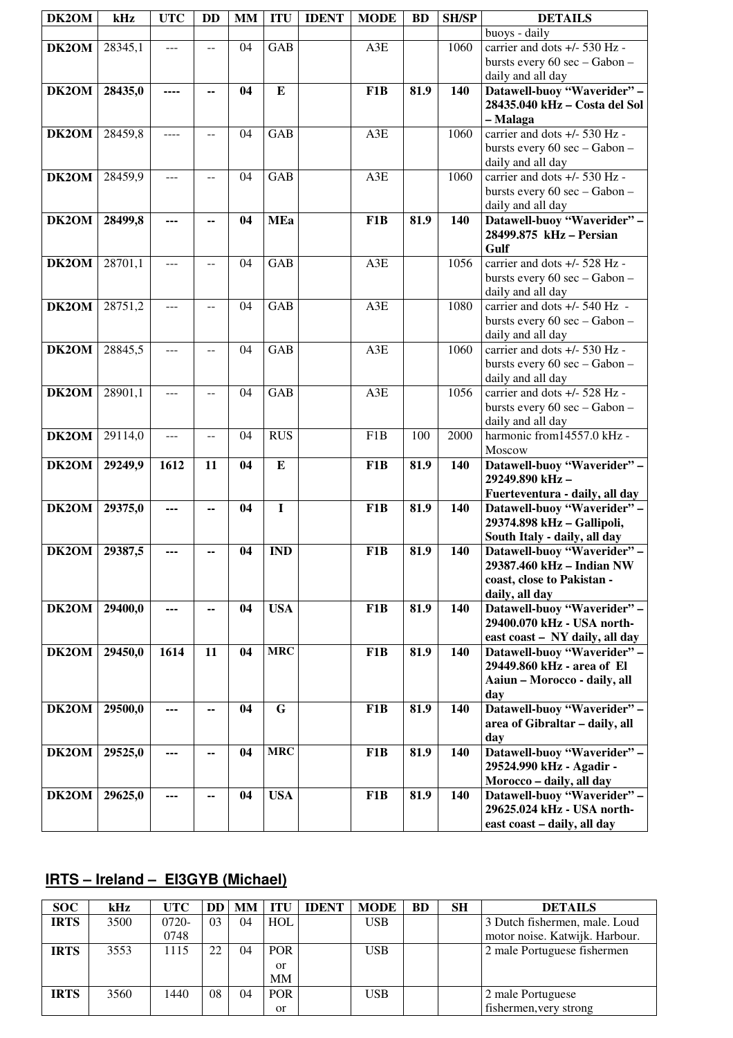| DK2OM | kHz | UTC | DD | MM | ITU | IDENT | MODE | BD | SH/SP | DETAILS |
|---|---|---|---|---|---|---|---|---|---|---|
| | | | | | | | | | | buoys - daily |
| **DK2OM** | 28345,1 | --- | -- | 04 | GAB | | A3E | | 1060 | carrier and dots +/- 530 Hz - bursts every 60 sec – Gabon – daily and all day |
| **DK2OM** | **28435,0** | **----** | **--** | **04** | **E** | | **F1B** | **81.9** | **140** | **Datawell-buoy "Waverider" – 28435.040 kHz – Costa del Sol – Malaga** |
| **DK2OM** | 28459,8 | ---- | -- | 04 | GAB | | A3E | | 1060 | carrier and dots +/- 530 Hz - bursts every 60 sec – Gabon – daily and all day |
| **DK2OM** | 28459,9 | --- | -- | 04 | GAB | | A3E | | 1060 | carrier and dots +/- 530 Hz - bursts every 60 sec – Gabon – daily and all day |
| **DK2OM** | **28499,8** | **---** | **--** | **04** | **MEa** | | **F1B** | **81.9** | **140** | **Datawell-buoy "Waverider" – 28499.875 kHz – Persian Gulf** |
| **DK2OM** | 28701,1 | --- | -- | 04 | GAB | | A3E | | 1056 | carrier and dots +/- 528 Hz - bursts every 60 sec – Gabon – daily and all day |
| **DK2OM** | 28751,2 | --- | -- | 04 | GAB | | A3E | | 1080 | carrier and dots +/- 540 Hz - bursts every 60 sec – Gabon – daily and all day |
| **DK2OM** | 28845,5 | --- | -- | 04 | GAB | | A3E | | 1060 | carrier and dots +/- 530 Hz - bursts every 60 sec – Gabon – daily and all day |
| **DK2OM** | 28901,1 | --- | -- | 04 | GAB | | A3E | | 1056 | carrier and dots +/- 528 Hz - bursts every 60 sec – Gabon – daily and all day |
| **DK2OM** | 29114,0 | --- | -- | 04 | RUS | | F1B | 100 | 2000 | harmonic from14557.0 kHz - Moscow |
| **DK2OM** | **29249,9** | **1612** | **11** | **04** | **E** | | **F1B** | **81.9** | **140** | **Datawell-buoy "Waverider" – 29249.890 kHz – Fuerteventura - daily, all day** |
| **DK2OM** | **29375,0** | **---** | **--** | **04** | **I** | | **F1B** | **81.9** | **140** | **Datawell-buoy "Waverider" – 29374.898 kHz – Gallipoli, South Italy - daily, all day** |
| **DK2OM** | **29387,5** | **---** | **--** | **04** | **IND** | | **F1B** | **81.9** | **140** | **Datawell-buoy "Waverider" – 29387.460 kHz – Indian NW coast, close to Pakistan - daily, all day** |
| **DK2OM** | **29400,0** | **---** | **--** | **04** | **USA** | | **F1B** | **81.9** | **140** | **Datawell-buoy "Waverider" – 29400.070 kHz - USA north-east coast – NY daily, all day** |
| **DK2OM** | **29450,0** | **1614** | **11** | **04** | **MRC** | | **F1B** | **81.9** | **140** | **Datawell-buoy "Waverider" – 29449.860 kHz - area of El Aaiun – Morocco - daily, all day** |
| **DK2OM** | **29500,0** | **---** | **--** | **04** | **G** | | **F1B** | **81.9** | **140** | **Datawell-buoy "Waverider" – area of Gibraltar – daily, all day** |
| **DK2OM** | **29525,0** | **---** | **--** | **04** | **MRC** | | **F1B** | **81.9** | **140** | **Datawell-buoy "Waverider" – 29524.990 kHz - Agadir - Morocco – daily, all day** |
| **DK2OM** | **29625,0** | **---** | **--** | **04** | **USA** | | **F1B** | **81.9** | **140** | **Datawell-buoy "Waverider" – 29625.024 kHz - USA north-east coast – daily, all day** |

## IRTS – Ireland – EI3GYB (Michael)

| SOC | kHz | UTC | DD | MM | ITU | IDENT | MODE | BD | SH | DETAILS |
|---|---|---|---|---|---|---|---|---|---|---|
| **IRTS** | 3500 | 0720-0748 | 03 | 04 | HOL | | USB | | | 3 Dutch fishermen, male. Loud motor noise. Katwijk. Harbour. |
| **IRTS** | 3553 | 1115 | 22 | 04 | POR or MM | | USB | | | 2 male Portuguese fishermen |
| **IRTS** | 3560 | 1440 | 08 | 04 | POR or | | USB | | | 2 male Portuguese fishermen,very strong |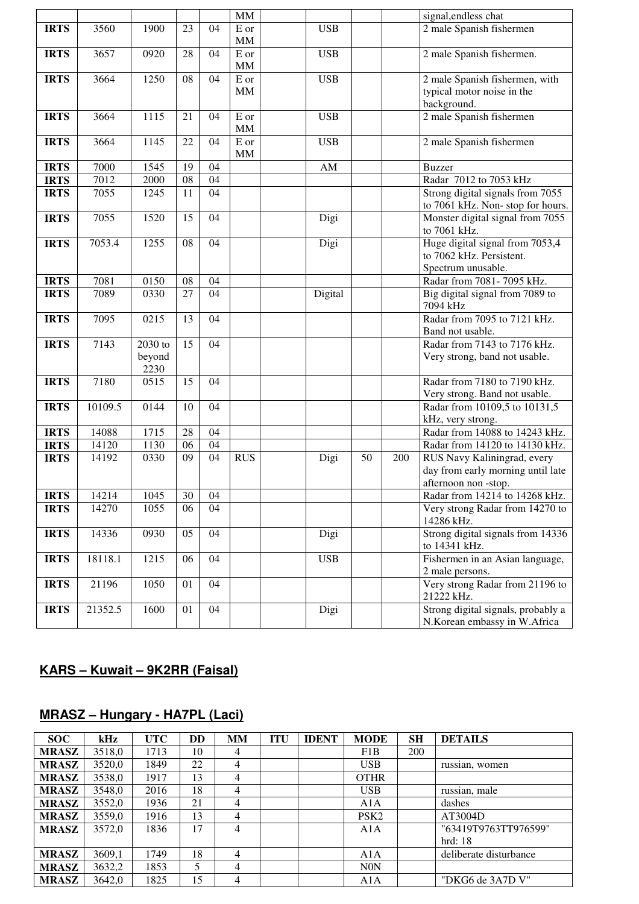| | | | | | MM | | | | | signal,endless chat |
|---|---|---|---|---|---|---|---|---|---|---|
| **IRTS** | 3560 | 1900 | 23 | 04 | E or MM | | USB | | | 2 male Spanish fishermen |
| **IRTS** | 3657 | 0920 | 28 | 04 | E or MM | | USB | | | 2 male Spanish fishermen. |
| **IRTS** | 3664 | 1250 | 08 | 04 | E or MM | | USB | | | 2 male Spanish fishermen, with typical motor noise in the background. |
| **IRTS** | 3664 | 1115 | 21 | 04 | E or MM | | USB | | | 2 male Spanish fishermen |
| **IRTS** | 3664 | 1145 | 22 | 04 | E or MM | | USB | | | 2 male Spanish fishermen |
| **IRTS** | 7000 | 1545 | 19 | 04 | | | AM | | | Buzzer |
| **IRTS** | 7012 | 2000 | 08 | 04 | | | | | | Radar 7012 to 7053 kHz |
| **IRTS** | 7055 | 1245 | 11 | 04 | | | | | | Strong digital signals from 7055 to 7061 kHz. Non- stop for hours. |
| **IRTS** | 7055 | 1520 | 15 | 04 | | | Digi | | | Monster digital signal from 7055 to 7061 kHz. |
| **IRTS** | 7053.4 | 1255 | 08 | 04 | | | Digi | | | Huge digital signal from 7053,4 to 7062 kHz. Persistent. Spectrum unusable. |
| **IRTS** | 7081 | 0150 | 08 | 04 | | | | | | Radar from 7081- 7095 kHz. |
| **IRTS** | 7089 | 0330 | 27 | 04 | | | Digital | | | Big digital signal from 7089 to 7094 kHz |
| **IRTS** | 7095 | 0215 | 13 | 04 | | | | | | Radar from 7095 to 7121 kHz. Band not usable. |
| **IRTS** | 7143 | 2030 to beyond 2230 | 15 | 04 | | | | | | Radar from 7143 to 7176 kHz. Very strong, band not usable. |
| **IRTS** | 7180 | 0515 | 15 | 04 | | | | | | Radar from 7180 to 7190 kHz. Very strong. Band not usable. |
| **IRTS** | 10109.5 | 0144 | 10 | 04 | | | | | | Radar from 10109,5 to 10131,5 kHz, very strong. |
| **IRTS** | 14088 | 1715 | 28 | 04 | | | | | | Radar from 14088 to 14243 kHz. |
| **IRTS** | 14120 | 1130 | 06 | 04 | | | | | | Radar from 14120 to 14130 kHz. |
| **IRTS** | 14192 | 0330 | 09 | 04 | RUS | | Digi | 50 | 200 | RUS Navy Kaliningrad, every day from early morning until late afternoon non -stop. |
| **IRTS** | 14214 | 1045 | 30 | 04 | | | | | | Radar from 14214 to 14268 kHz. |
| **IRTS** | 14270 | 1055 | 06 | 04 | | | | | | Very strong Radar from 14270 to 14286 kHz. |
| **IRTS** | 14336 | 0930 | 05 | 04 | | | Digi | | | Strong digital signals from 14336 to 14341 kHz. |
| **IRTS** | 18118.1 | 1215 | 06 | 04 | | | USB | | | Fishermen in an Asian language, 2 male persons. |
| **IRTS** | 21196 | 1050 | 01 | 04 | | | | | | Very strong Radar from 21196 to 21222 kHz. |
| **IRTS** | 21352.5 | 1600 | 01 | 04 | | | Digi | | | Strong digital signals, probably a N.Korean embassy in W.Africa |

## KARS – Kuwait – 9K2RR (Faisal)

## MRASZ – Hungary - HA7PL (Laci)

| SOC | kHz | UTC | DD | MM | ITU | IDENT | MODE | SH | DETAILS |
|---|---|---|---|---|---|---|---|---|---|
| **MRASZ** | 3518,0 | 1713 | 10 | 4 | | | F1B | 200 | |
| **MRASZ** | 3520,0 | 1849 | 22 | 4 | | | USB | | russian, women |
| **MRASZ** | 3538,0 | 1917 | 13 | 4 | | | OTHR | | |
| **MRASZ** | 3548,0 | 2016 | 18 | 4 | | | USB | | russian, male |
| **MRASZ** | 3552,0 | 1936 | 21 | 4 | | | A1A | | dashes |
| **MRASZ** | 3559,0 | 1916 | 13 | 4 | | | PSK2 | | AT3004D |
| **MRASZ** | 3572,0 | 1836 | 17 | 4 | | | A1A | | "63419T9763TT976599" hrd: 18 |
| **MRASZ** | 3609,1 | 1749 | 18 | 4 | | | A1A | | deliberate disturbance |
| **MRASZ** | 3632,2 | 1853 | 5 | 4 | | | N0N | | |
| **MRASZ** | 3642,0 | 1825 | 15 | 4 | | | A1A | | "DKG6 de 3A7D V" |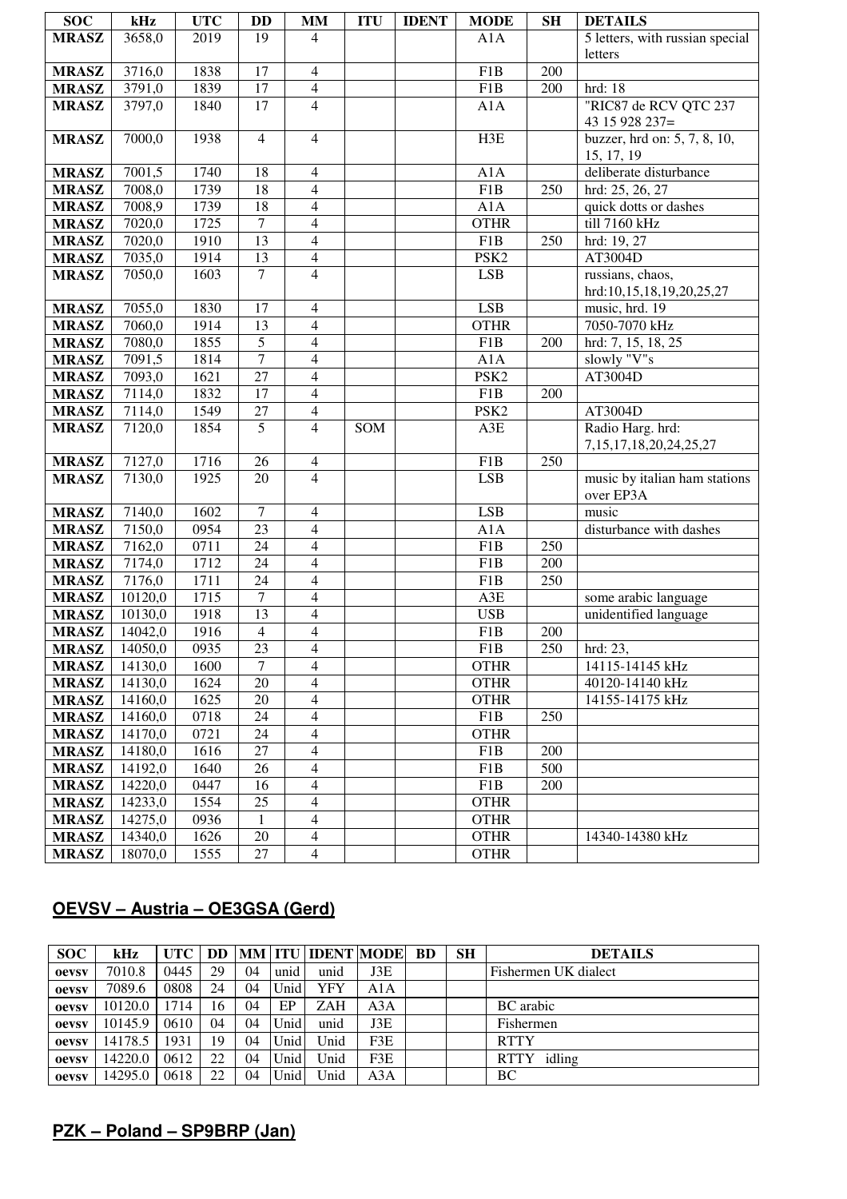| SOC | kHz | UTC | DD | MM | ITU | IDENT | MODE | SH | DETAILS |
|---|---|---|---|---|---|---|---|---|---|
| MRASZ | 3658,0 | 2019 | 19 | 4 | | | A1A | | 5 letters, with russian special letters |
| MRASZ | 3716,0 | 1838 | 17 | 4 | | | F1B | 200 | |
| MRASZ | 3791,0 | 1839 | 17 | 4 | | | F1B | 200 | hrd: 18 |
| MRASZ | 3797,0 | 1840 | 17 | 4 | | | A1A | | "RIC87 de RCV QTC 237 43 15 928 237= |
| MRASZ | 7000,0 | 1938 | 4 | 4 | | | H3E | | buzzer, hrd on: 5, 7, 8, 10, 15, 17, 19 |
| MRASZ | 7001,5 | 1740 | 18 | 4 | | | A1A | | deliberate disturbance |
| MRASZ | 7008,0 | 1739 | 18 | 4 | | | F1B | 250 | hrd: 25, 26, 27 |
| MRASZ | 7008,9 | 1739 | 18 | 4 | | | A1A | | quick dotts or dashes |
| MRASZ | 7020,0 | 1725 | 7 | 4 | | | OTHR | | till 7160 kHz |
| MRASZ | 7020,0 | 1910 | 13 | 4 | | | F1B | 250 | hrd: 19, 27 |
| MRASZ | 7035,0 | 1914 | 13 | 4 | | | PSK2 | | AT3004D |
| MRASZ | 7050,0 | 1603 | 7 | 4 | | | LSB | | russians, chaos, hrd:10,15,18,19,20,25,27 |
| MRASZ | 7055,0 | 1830 | 17 | 4 | | | LSB | | music, hrd. 19 |
| MRASZ | 7060,0 | 1914 | 13 | 4 | | | OTHR | | 7050-7070 kHz |
| MRASZ | 7080,0 | 1855 | 5 | 4 | | | F1B | 200 | hrd: 7, 15, 18, 25 |
| MRASZ | 7091,5 | 1814 | 7 | 4 | | | A1A | | slowly "V"s |
| MRASZ | 7093,0 | 1621 | 27 | 4 | | | PSK2 | | AT3004D |
| MRASZ | 7114,0 | 1832 | 17 | 4 | | | F1B | 200 | |
| MRASZ | 7114,0 | 1549 | 27 | 4 | | | PSK2 | | AT3004D |
| MRASZ | 7120,0 | 1854 | 5 | 4 | SOM | | A3E | | Radio Harg. hrd: 7,15,17,18,20,24,25,27 |
| MRASZ | 7127,0 | 1716 | 26 | 4 | | | F1B | 250 | |
| MRASZ | 7130,0 | 1925 | 20 | 4 | | | LSB | | music by italian ham stations over EP3A |
| MRASZ | 7140,0 | 1602 | 7 | 4 | | | LSB | | music |
| MRASZ | 7150,0 | 0954 | 23 | 4 | | | A1A | | disturbance with dashes |
| MRASZ | 7162,0 | 0711 | 24 | 4 | | | F1B | 250 | |
| MRASZ | 7174,0 | 1712 | 24 | 4 | | | F1B | 200 | |
| MRASZ | 7176,0 | 1711 | 24 | 4 | | | F1B | 250 | |
| MRASZ | 10120,0 | 1715 | 7 | 4 | | | A3E | | some arabic language |
| MRASZ | 10130,0 | 1918 | 13 | 4 | | | USB | | unidentified language |
| MRASZ | 14042,0 | 1916 | 4 | 4 | | | F1B | 200 | |
| MRASZ | 14050,0 | 0935 | 23 | 4 | | | F1B | 250 | hrd: 23, |
| MRASZ | 14130,0 | 1600 | 7 | 4 | | | OTHR | | 14115-14145 kHz |
| MRASZ | 14130,0 | 1624 | 20 | 4 | | | OTHR | | 40120-14140 kHz |
| MRASZ | 14160,0 | 1625 | 20 | 4 | | | OTHR | | 14155-14175 kHz |
| MRASZ | 14160,0 | 0718 | 24 | 4 | | | F1B | 250 | |
| MRASZ | 14170,0 | 0721 | 24 | 4 | | | OTHR | | |
| MRASZ | 14180,0 | 1616 | 27 | 4 | | | F1B | 200 | |
| MRASZ | 14192,0 | 1640 | 26 | 4 | | | F1B | 500 | |
| MRASZ | 14220,0 | 0447 | 16 | 4 | | | F1B | 200 | |
| MRASZ | 14233,0 | 1554 | 25 | 4 | | | OTHR | | |
| MRASZ | 14275,0 | 0936 | 1 | 4 | | | OTHR | | |
| MRASZ | 14340,0 | 1626 | 20 | 4 | | | OTHR | | 14340-14380 kHz |
| MRASZ | 18070,0 | 1555 | 27 | 4 | | | OTHR | | |

## OEVSV – Austria – OE3GSA (Gerd)

| SOC | kHz | UTC | DD | MM | ITU | IDENT | MODE | BD | SH | DETAILS |
|---|---|---|---|---|---|---|---|---|---|---|
| oevsv | 7010.8 | 0445 | 29 | 04 | unid | unid | J3E | | | Fishermen UK dialect |
| oevsv | 7089.6 | 0808 | 24 | 04 | Unid | YFY | A1A | | | |
| oevsv | 10120.0 | 1714 | 16 | 04 | EP | ZAH | A3A | | | BC arabic |
| oevsv | 10145.9 | 0610 | 04 | 04 | Unid | unid | J3E | | | Fishermen |
| oevsv | 14178.5 | 1931 | 19 | 04 | Unid | Unid | F3E | | | RTTY |
| oevsv | 14220.0 | 0612 | 22 | 04 | Unid | Unid | F3E | | | RTTY idling |
| oevsv | 14295.0 | 0618 | 22 | 04 | Unid | Unid | A3A | | | BC |

## PZK – Poland – SP9BRP (Jan)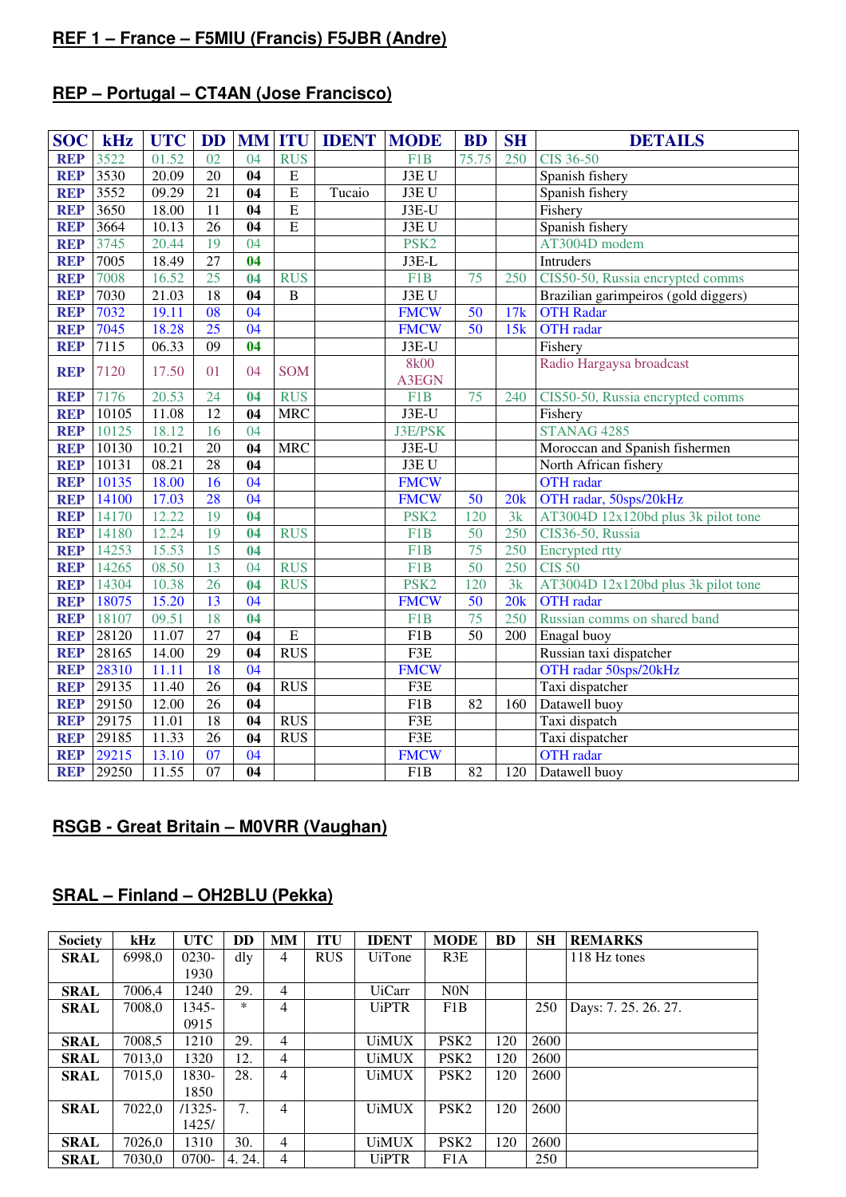**REF 1 – France – F5MIU (Francis) F5JBR (Andre)**

**REP – Portugal – CT4AN (Jose Francisco)**

| SOC | kHz | UTC | DD | MM | ITU | IDENT | MODE | BD | SH | DETAILS |
|---|---|---|---|---|---|---|---|---|---|---|
| REP | 3522 | 01.52 | 02 | 04 | RUS | | F1B | 75.75 | 250 | CIS 36-50 |
| REP | 3530 | 20.09 | 20 | 04 | E | | J3E U | | | Spanish fishery |
| REP | 3552 | 09.29 | 21 | 04 | E | Tucaio | J3E U | | | Spanish fishery |
| REP | 3650 | 18.00 | 11 | 04 | E | | J3E-U | | | Fishery |
| REP | 3664 | 10.13 | 26 | 04 | E | | J3E U | | | Spanish fishery |
| REP | 3745 | 20.44 | 19 | 04 | | | PSK2 | | | AT3004D modem |
| REP | 7005 | 18.49 | 27 | 04 | | | J3E-L | | | Intruders |
| REP | 7008 | 16.52 | 25 | 04 | RUS | | F1B | 75 | 250 | CIS50-50, Russia encrypted comms |
| REP | 7030 | 21.03 | 18 | 04 | B | | J3E U | | | Brazilian garimpeiros (gold diggers) |
| REP | 7032 | 19.11 | 08 | 04 | | | FMCW | 50 | 17k | OTH Radar |
| REP | 7045 | 18.28 | 25 | 04 | | | FMCW | 50 | 15k | OTH radar |
| REP | 7115 | 06.33 | 09 | 04 | | | J3E-U | | | Fishery |
| REP | 7120 | 17.50 | 01 | 04 | SOM | | 8k00 A3EGN | | | Radio Hargaysa broadcast |
| REP | 7176 | 20.53 | 24 | 04 | RUS | | F1B | 75 | 240 | CIS50-50, Russia encrypted comms |
| REP | 10105 | 11.08 | 12 | 04 | MRC | | J3E-U | | | Fishery |
| REP | 10125 | 18.12 | 16 | 04 | | | J3E/PSK | | | STANAG 4285 |
| REP | 10130 | 10.21 | 20 | 04 | MRC | | J3E-U | | | Moroccan and Spanish fishermen |
| REP | 10131 | 08.21 | 28 | 04 | | | J3E U | | | North African fishery |
| REP | 10135 | 18.00 | 16 | 04 | | | FMCW | | | OTH radar |
| REP | 14100 | 17.03 | 28 | 04 | | | FMCW | 50 | 20k | OTH radar, 50sps/20kHz |
| REP | 14170 | 12.22 | 19 | 04 | | | PSK2 | 120 | 3k | AT3004D 12x120bd plus 3k pilot tone |
| REP | 14180 | 12.24 | 19 | 04 | RUS | | F1B | 50 | 250 | CIS36-50, Russia |
| REP | 14253 | 15.53 | 15 | 04 | | | F1B | 75 | 250 | Encrypted rtty |
| REP | 14265 | 08.50 | 13 | 04 | RUS | | F1B | 50 | 250 | CIS 50 |
| REP | 14304 | 10.38 | 26 | 04 | RUS | | PSK2 | 120 | 3k | AT3004D 12x120bd plus 3k pilot tone |
| REP | 18075 | 15.20 | 13 | 04 | | | FMCW | 50 | 20k | OTH radar |
| REP | 18107 | 09.51 | 18 | 04 | | | F1B | 75 | 250 | Russian comms on shared band |
| REP | 28120 | 11.07 | 27 | 04 | E | | F1B | 50 | 200 | Enagal buoy |
| REP | 28165 | 14.00 | 29 | 04 | RUS | | F3E | | | Russian taxi dispatcher |
| REP | 28310 | 11.11 | 18 | 04 | | | FMCW | | | OTH radar 50sps/20kHz |
| REP | 29135 | 11.40 | 26 | 04 | RUS | | F3E | | | Taxi dispatcher |
| REP | 29150 | 12.00 | 26 | 04 | | | F1B | 82 | 160 | Datawell buoy |
| REP | 29175 | 11.01 | 18 | 04 | RUS | | F3E | | | Taxi dispatch |
| REP | 29185 | 11.33 | 26 | 04 | RUS | | F3E | | | Taxi dispatcher |
| REP | 29215 | 13.10 | 07 | 04 | | | FMCW | | | OTH radar |
| REP | 29250 | 11.55 | 07 | 04 | | | F1B | 82 | 120 | Datawell buoy |

**RSGB - Great Britain – M0VRR (Vaughan)**

**SRAL – Finland – OH2BLU (Pekka)**

| Society | kHz | UTC | DD | MM | ITU | IDENT | MODE | BD | SH | REMARKS |
|---|---|---|---|---|---|---|---|---|---|---|
| SRAL | 6998,0 | 0230-1930 | dly | 4 | RUS | UiTone | R3E | | | 118 Hz tones |
| SRAL | 7006,4 | 1240 | 29. | 4 | | UiCarr | N0N | | | |
| SRAL | 7008,0 | 1345-0915 | * | 4 | | UiPTR | F1B | | 250 | Days: 7. 25. 26. 27. |
| SRAL | 7008,5 | 1210 | 29. | 4 | | UiMUX | PSK2 | 120 | 2600 | |
| SRAL | 7013,0 | 1320 | 12. | 4 | | UiMUX | PSK2 | 120 | 2600 | |
| SRAL | 7015,0 | 1830-1850 | 28. | 4 | | UiMUX | PSK2 | 120 | 2600 | |
| SRAL | 7022,0 | /1325-1425/ | 7. | 4 | | UiMUX | PSK2 | 120 | 2600 | |
| SRAL | 7026,0 | 1310 | 30. | 4 | | UiMUX | PSK2 | 120 | 2600 | |
| SRAL | 7030,0 | 0700- | 4. 24. | 4 | | UiPTR | F1A | | 250 | |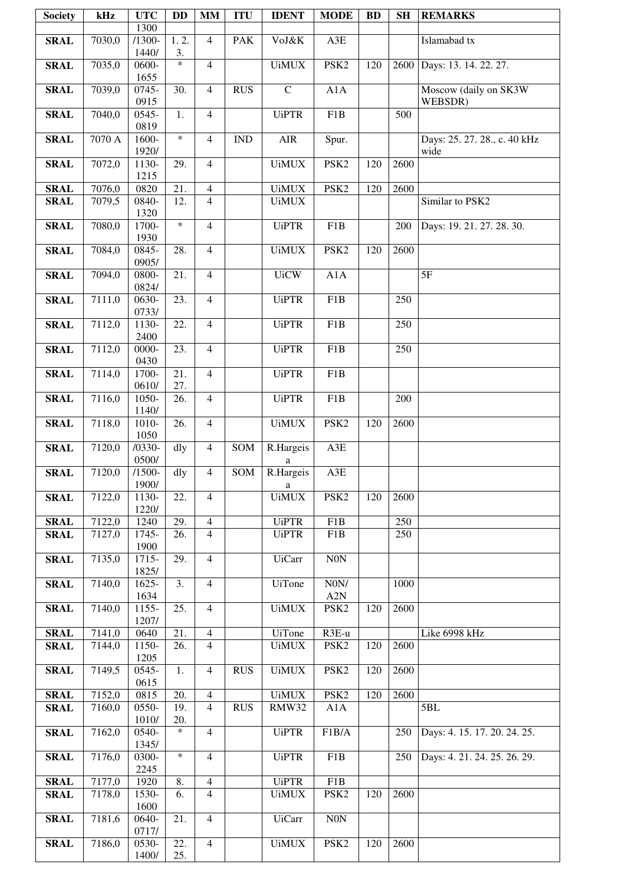| Society | kHz | UTC | DD | MM | ITU | IDENT | MODE | BD | SH | REMARKS |
|---|---|---|---|---|---|---|---|---|---|---|
| | | 1300 | | | | | | | | |
| **SRAL** | 7030,0 | /1300-1440/ | 1. 2. 3. | 4 | PAK | VoJ&K | A3E | | | Islamabad tx |
| **SRAL** | 7035,0 | 0600-1655 | * | 4 | | UiMUX | PSK2 | 120 | 2600 | Days: 13. 14. 22. 27. |
| **SRAL** | 7039,0 | 0745-0915 | 30. | 4 | RUS | C | A1A | | | Moscow (daily on SK3W WEBSDR) |
| **SRAL** | 7040,0 | 0545-0819 | 1. | 4 | | UiPTR | F1B | | 500 | |
| **SRAL** | 7070 A | 1600-1920/ | * | 4 | IND | AIR | Spur. | | | Days: 25. 27. 28., c. 40 kHz wide |
| **SRAL** | 7072,0 | 1130-1215 | 29. | 4 | | UiMUX | PSK2 | 120 | 2600 | |
| **SRAL** | 7076,0 | 0820 | 21. | 4 | | UiMUX | PSK2 | 120 | 2600 | |
| **SRAL** | 7079,5 | 0840-1320 | 12. | 4 | | UiMUX | | | | Similar to PSK2 |
| **SRAL** | 7080,0 | 1700-1930 | * | 4 | | UiPTR | F1B | | 200 | Days: 19. 21. 27. 28. 30. |
| **SRAL** | 7084,0 | 0845-0905/ | 28. | 4 | | UiMUX | PSK2 | 120 | 2600 | |
| **SRAL** | 7094,0 | 0800-0824/ | 21. | 4 | | UiCW | A1A | | | 5F |
| **SRAL** | 7111,0 | 0630-0733/ | 23. | 4 | | UiPTR | F1B | | 250 | |
| **SRAL** | 7112,0 | 1130-2400 | 22. | 4 | | UiPTR | F1B | | 250 | |
| **SRAL** | 7112,0 | 0000-0430 | 23. | 4 | | UiPTR | F1B | | 250 | |
| **SRAL** | 7114,0 | 1700-0610/ | 21. 27. | 4 | | UiPTR | F1B | | | |
| **SRAL** | 7116,0 | 1050-1140/ | 26. | 4 | | UiPTR | F1B | | 200 | |
| **SRAL** | 7118,0 | 1010-1050 | 26. | 4 | | UiMUX | PSK2 | 120 | 2600 | |
| **SRAL** | 7120,0 | /0330-0500/ | dly | 4 | SOM | R.Hargeisa | A3E | | | |
| **SRAL** | 7120,0 | /1500-1900/ | dly | 4 | SOM | R.Hargeisa | A3E | | | |
| **SRAL** | 7122,0 | 1130-1220/ | 22. | 4 | | UiMUX | PSK2 | 120 | 2600 | |
| **SRAL** | 7122,0 | 1240 | 29. | 4 | | UiPTR | F1B | | 250 | |
| **SRAL** | 7127,0 | 1745-1900 | 26. | 4 | | UiPTR | F1B | | 250 | |
| **SRAL** | 7135,0 | 1715-1825/ | 29. | 4 | | UiCarr | N0N | | | |
| **SRAL** | 7140,0 | 1625-1634 | 3. | 4 | | UiTone | N0N/ A2N | | 1000 | |
| **SRAL** | 7140,0 | 1155-1207/ | 25. | 4 | | UiMUX | PSK2 | 120 | 2600 | |
| **SRAL** | 7141,0 | 0640 | 21. | 4 | | UiTone | R3E-u | | | Like 6998 kHz |
| **SRAL** | 7144,0 | 1150-1205 | 26. | 4 | | UiMUX | PSK2 | 120 | 2600 | |
| **SRAL** | 7149,5 | 0545-0615 | 1. | 4 | RUS | UiMUX | PSK2 | 120 | 2600 | |
| **SRAL** | 7152,0 | 0815 | 20. | 4 | | UiMUX | PSK2 | 120 | 2600 | |
| **SRAL** | 7160,0 | 0550-1010/ | 19. 20. | 4 | RUS | RMW32 | A1A | | | 5BL |
| **SRAL** | 7162,0 | 0540-1345/ | * | 4 | | UiPTR | F1B/A | | 250 | Days: 4. 15. 17. 20. 24. 25. |
| **SRAL** | 7176,0 | 0300-2245 | * | 4 | | UiPTR | F1B | | 250 | Days: 4. 21. 24. 25. 26. 29. |
| **SRAL** | 7177,0 | 1920 | 8. | 4 | | UiPTR | F1B | | | |
| **SRAL** | 7178,0 | 1530-1600 | 6. | 4 | | UiMUX | PSK2 | 120 | 2600 | |
| **SRAL** | 7181,6 | 0640-0717/ | 21. | 4 | | UiCarr | N0N | | | |
| **SRAL** | 7186,0 | 0530-1400/ | 22. 25. | 4 | | UiMUX | PSK2 | 120 | 2600 | |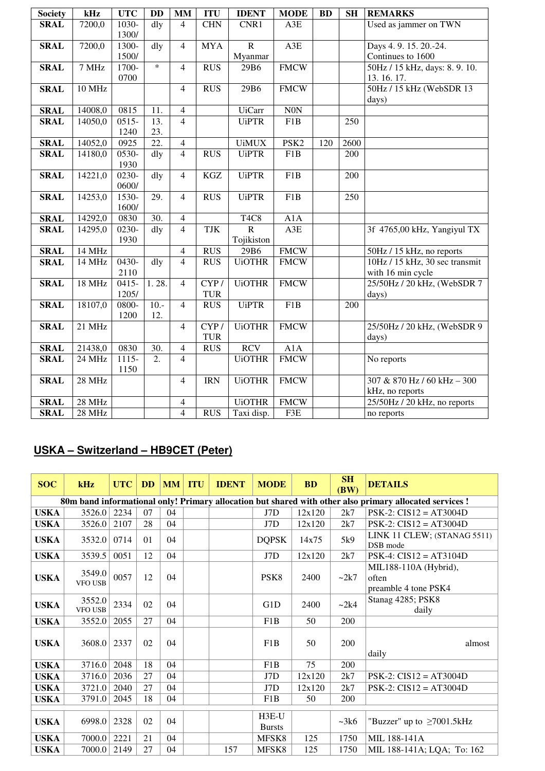| Society | kHz | UTC | DD | MM | ITU | IDENT | MODE | BD | SH | REMARKS |
|---|---|---|---|---|---|---|---|---|---|---|
| **SRAL** | 7200,0 | 1030-1300/ | dly | 4 | CHN | CNR1 | A3E | | | Used as jammer on TWN |
| **SRAL** | 7200,0 | 1300-1500/ | dly | 4 | MYA | R Myanmar | A3E | | | Days 4. 9. 15. 20.-24. Continues to 1600 |
| **SRAL** | 7 MHz | 1700-0700 | * | 4 | RUS | 29B6 | FMCW | | | 50Hz / 15 kHz, days: 8. 9. 10. 13. 16. 17. |
| **SRAL** | 10 MHz | | | 4 | RUS | 29B6 | FMCW | | | 50Hz / 15 kHz (WebSDR 13 days) |
| **SRAL** | 14008,0 | 0815 | 11. | 4 | | UiCarr | N0N | | | |
| **SRAL** | 14050,0 | 0515-1240 | 13. 23. | 4 | | UiPTR | F1B | | 250 | |
| **SRAL** | 14052,0 | 0925 | 22. | 4 | | UiMUX | PSK2 | 120 | 2600 | |
| **SRAL** | 14180,0 | 0530-1930 | dly | 4 | RUS | UiPTR | F1B | | 200 | |
| **SRAL** | 14221,0 | 0230-0600/ | dly | 4 | KGZ | UiPTR | F1B | | 200 | |
| **SRAL** | 14253,0 | 1530-1600/ | 29. | 4 | RUS | UiPTR | F1B | | 250 | |
| **SRAL** | 14292,0 | 0830 | 30. | 4 | | T4C8 | A1A | | | |
| **SRAL** | 14295,0 | 0230-1930 | dly | 4 | TJK | R Tojikiston | A3E | | | 3f 4765,00 kHz, Yangiyul TX |
| **SRAL** | 14 MHz | | | 4 | RUS | 29B6 | FMCW | | | 50Hz / 15 kHz, no reports |
| **SRAL** | 14 MHz | 0430-2110 | dly | 4 | RUS | UiOTHR | FMCW | | | 10Hz / 15 kHz, 30 sec transmit with 16 min cycle |
| **SRAL** | 18 MHz | 0415-1205/ | 1. 28. | 4 | CYP / TUR | UiOTHR | FMCW | | | 25/50Hz / 20 kHz, (WebSDR 7 days) |
| **SRAL** | 18107,0 | 0800-1200 | 10.-12. | 4 | RUS | UiPTR | F1B | | 200 | |
| **SRAL** | 21 MHz | | | 4 | CYP / TUR | UiOTHR | FMCW | | | 25/50Hz / 20 kHz, (WebSDR 9 days) |
| **SRAL** | 21438,0 | 0830 | 30. | 4 | RUS | RCV | A1A | | | |
| **SRAL** | 24 MHz | 1115-1150 | 2. | 4 | | UiOTHR | FMCW | | | No reports |
| **SRAL** | 28 MHz | | | 4 | IRN | UiOTHR | FMCW | | | 307 & 870 Hz / 60 kHz – 300 kHz, no reports |
| **SRAL** | 28 MHz | | | 4 | | UiOTHR | FMCW | | | 25/50Hz / 20 kHz, no reports |
| **SRAL** | 28 MHz | | | 4 | RUS | Taxi disp. | F3E | | | no reports |

## USKA – Switzerland – HB9CET (Peter)

| SOC | kHz | UTC | DD | MM | ITU | IDENT | MODE | BD | SH (BW) | DETAILS |
|---|---|---|---|---|---|---|---|---|---|---|
| **80m band informational only! Primary allocation but shared with other also primary allocated services !** | | | | | | | | | | |
| **USKA** | 3526.0 | 2234 | 07 | 04 | | | J7D | 12x120 | 2k7 | PSK-2: CIS12 = AT3004D |
| **USKA** | 3526.0 | 2107 | 28 | 04 | | | J7D | 12x120 | 2k7 | PSK-2: CIS12 = AT3004D |
| **USKA** | 3532.0 | 0714 | 01 | 04 | | | DQPSK | 14x75 | 5k9 | LINK 11 CLEW; (STANAG 5511) DSB mode |
| **USKA** | 3539.5 | 0051 | 12 | 04 | | | J7D | 12x120 | 2k7 | PSK-4: CIS12 = AT3104D |
| **USKA** | 3549.0 VFO USB | 0057 | 12 | 04 | | | PSK8 | 2400 | ~2k7 | MIL188-110A (Hybrid), often preamble 4 tone PSK4 |
| **USKA** | 3552.0 VFO USB | 2334 | 02 | 04 | | | G1D | 2400 | ~2k4 | Stanag 4285; PSK8 daily |
| **USKA** | 3552.0 | 2055 | 27 | 04 | | | F1B | 50 | 200 | |
| **USKA** | 3608.0 | 2337 | 02 | 04 | | | F1B | 50 | 200 | almost daily |
| **USKA** | 3716.0 | 2048 | 18 | 04 | | | F1B | 75 | 200 | |
| **USKA** | 3716.0 | 2036 | 27 | 04 | | | J7D | 12x120 | 2k7 | PSK-2: CIS12 = AT3004D |
| **USKA** | 3721.0 | 2040 | 27 | 04 | | | J7D | 12x120 | 2k7 | PSK-2: CIS12 = AT3004D |
| **USKA** | 3791.0 | 2045 | 18 | 04 | | | F1B | 50 | 200 | |
| | | | | | | | | | | |
| **USKA** | 6998.0 | 2328 | 02 | 04 | | | H3E-U Bursts | | ~3k6 | "Buzzer" up to ≥7001.5kHz |
| **USKA** | 7000.0 | 2221 | 21 | 04 | | | MFSK8 | 125 | 1750 | MIL 188-141A |
| **USKA** | 7000.0 | 2149 | 27 | 04 | | 157 | MFSK8 | 125 | 1750 | MIL 188-141A; LQA; To: 162 |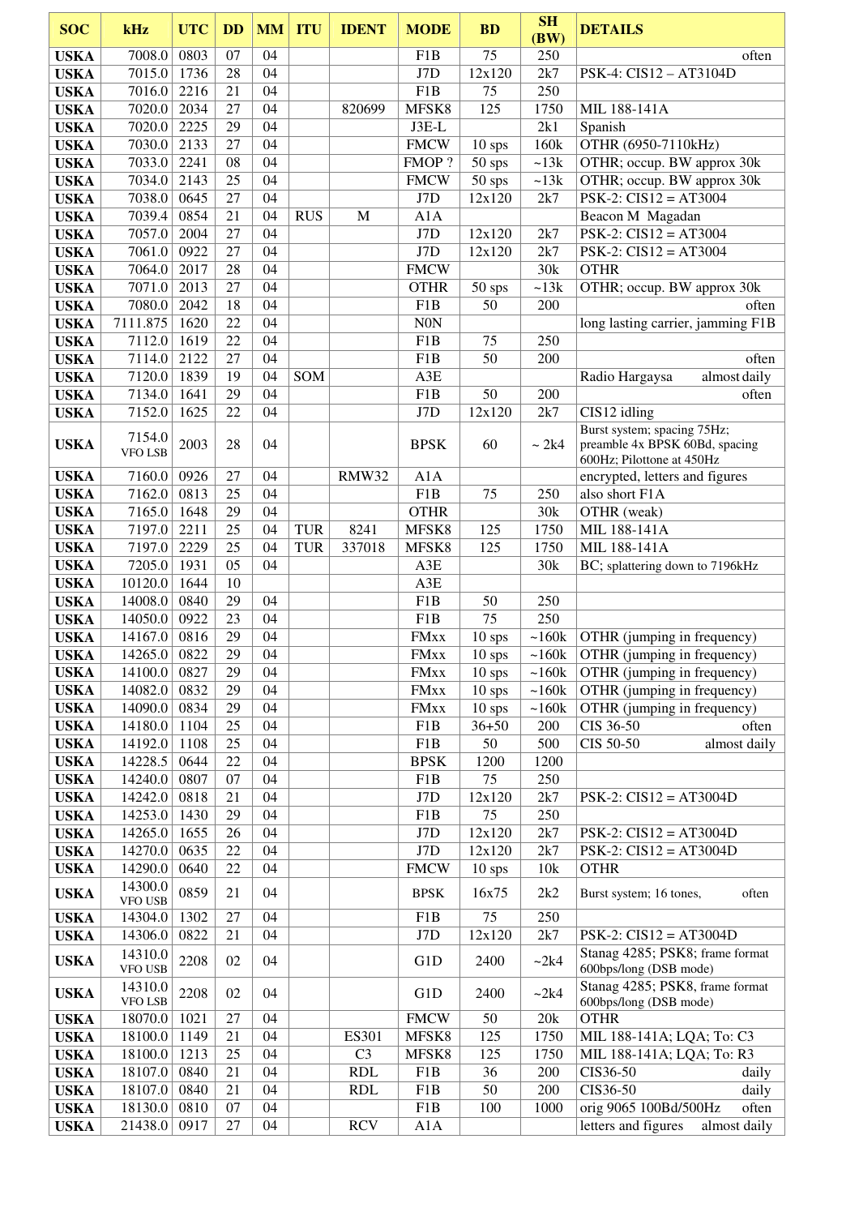| SOC | kHz | UTC | DD | MM | ITU | IDENT | MODE | BD | SH (BW) | DETAILS |
|---|---|---|---|---|---|---|---|---|---|---|
| USKA | 7008.0 | 0803 | 07 | 04 | | | F1B | 75 | 250 | often |
| USKA | 7015.0 | 1736 | 28 | 04 | | | J7D | 12x120 | 2k7 | PSK-4: CIS12 – AT3104D |
| USKA | 7016.0 | 2216 | 21 | 04 | | | F1B | 75 | 250 | |
| USKA | 7020.0 | 2034 | 27 | 04 | | 820699 | MFSK8 | 125 | 1750 | MIL 188-141A |
| USKA | 7020.0 | 2225 | 29 | 04 | | | J3E-L | | 2k1 | Spanish |
| USKA | 7030.0 | 2133 | 27 | 04 | | | FMCW | 10 sps | 160k | OTHR (6950-7110kHz) |
| USKA | 7033.0 | 2241 | 08 | 04 | | | FMOP ? | 50 sps | ~13k | OTHR; occup. BW approx 30k |
| USKA | 7034.0 | 2143 | 25 | 04 | | | FMCW | 50 sps | ~13k | OTHR; occup. BW approx 30k |
| USKA | 7038.0 | 0645 | 27 | 04 | | | J7D | 12x120 | 2k7 | PSK-2: CIS12 = AT3004 |
| USKA | 7039.4 | 0854 | 21 | 04 | RUS | M | A1A | | | Beacon M Magadan |
| USKA | 7057.0 | 2004 | 27 | 04 | | | J7D | 12x120 | 2k7 | PSK-2: CIS12 = AT3004 |
| USKA | 7061.0 | 0922 | 27 | 04 | | | J7D | 12x120 | 2k7 | PSK-2: CIS12 = AT3004 |
| USKA | 7064.0 | 2017 | 28 | 04 | | | FMCW | | 30k | OTHR |
| USKA | 7071.0 | 2013 | 27 | 04 | | | OTHR | 50 sps | ~13k | OTHR; occup. BW approx 30k |
| USKA | 7080.0 | 2042 | 18 | 04 | | | F1B | 50 | 200 | often |
| USKA | 7111.875 | 1620 | 22 | 04 | | | N0N | | | long lasting carrier, jamming F1B |
| USKA | 7112.0 | 1619 | 22 | 04 | | | F1B | 75 | 250 | |
| USKA | 7114.0 | 2122 | 27 | 04 | | | F1B | 50 | 200 | often |
| USKA | 7120.0 | 1839 | 19 | 04 | SOM | | A3E | | | Radio Hargaysa almost daily |
| USKA | 7134.0 | 1641 | 29 | 04 | | | F1B | 50 | 200 | often |
| USKA | 7152.0 | 1625 | 22 | 04 | | | J7D | 12x120 | 2k7 | CIS12 idling |
| USKA | 7154.0 VFO LSB | 2003 | 28 | 04 | | | BPSK | 60 | ~ 2k4 | Burst system; spacing 75Hz; preamble 4x BPSK 60Bd, spacing 600Hz; Pilottone at 450Hz |
| USKA | 7160.0 | 0926 | 27 | 04 | | RMW32 | A1A | | | encrypted, letters and figures |
| USKA | 7162.0 | 0813 | 25 | 04 | | | F1B | 75 | 250 | also short F1A |
| USKA | 7165.0 | 1648 | 29 | 04 | | | OTHR | | 30k | OTHR (weak) |
| USKA | 7197.0 | 2211 | 25 | 04 | TUR | 8241 | MFSK8 | 125 | 1750 | MIL 188-141A |
| USKA | 7197.0 | 2229 | 25 | 04 | TUR | 337018 | MFSK8 | 125 | 1750 | MIL 188-141A |
| USKA | 7205.0 | 1931 | 05 | 04 | | | A3E | | 30k | BC; splattering down to 7196kHz |
| USKA | 10120.0 | 1644 | 10 | | | | A3E | | | |
| USKA | 14008.0 | 0840 | 29 | 04 | | | F1B | 50 | 250 | |
| USKA | 14050.0 | 0922 | 23 | 04 | | | F1B | 75 | 250 | |
| USKA | 14167.0 | 0816 | 29 | 04 | | | FMxx | 10 sps | ~160k | OTHR (jumping in frequency) |
| USKA | 14265.0 | 0822 | 29 | 04 | | | FMxx | 10 sps | ~160k | OTHR (jumping in frequency) |
| USKA | 14100.0 | 0827 | 29 | 04 | | | FMxx | 10 sps | ~160k | OTHR (jumping in frequency) |
| USKA | 14082.0 | 0832 | 29 | 04 | | | FMxx | 10 sps | ~160k | OTHR (jumping in frequency) |
| USKA | 14090.0 | 0834 | 29 | 04 | | | FMxx | 10 sps | ~160k | OTHR (jumping in frequency) |
| USKA | 14180.0 | 1104 | 25 | 04 | | | F1B | 36+50 | 200 | CIS 36-50 often |
| USKA | 14192.0 | 1108 | 25 | 04 | | | F1B | 50 | 500 | CIS 50-50 almost daily |
| USKA | 14228.5 | 0644 | 22 | 04 | | | BPSK | 1200 | 1200 | |
| USKA | 14240.0 | 0807 | 07 | 04 | | | F1B | 75 | 250 | |
| USKA | 14242.0 | 0818 | 21 | 04 | | | J7D | 12x120 | 2k7 | PSK-2: CIS12 = AT3004D |
| USKA | 14253.0 | 1430 | 29 | 04 | | | F1B | 75 | 250 | |
| USKA | 14265.0 | 1655 | 26 | 04 | | | J7D | 12x120 | 2k7 | PSK-2: CIS12 = AT3004D |
| USKA | 14270.0 | 0635 | 22 | 04 | | | J7D | 12x120 | 2k7 | PSK-2: CIS12 = AT3004D |
| USKA | 14290.0 | 0640 | 22 | 04 | | | FMCW | 10 sps | 10k | OTHR |
| USKA | 14300.0 VFO USB | 0859 | 21 | 04 | | | BPSK | 16x75 | 2k2 | Burst system; 16 tones, often |
| USKA | 14304.0 | 1302 | 27 | 04 | | | F1B | 75 | 250 | |
| USKA | 14306.0 | 0822 | 21 | 04 | | | J7D | 12x120 | 2k7 | PSK-2: CIS12 = AT3004D |
| USKA | 14310.0 VFO USB | 2208 | 02 | 04 | | | G1D | 2400 | ~2k4 | Stanag 4285; PSK8; frame format 600bps/long (DSB mode) |
| USKA | 14310.0 VFO LSB | 2208 | 02 | 04 | | | G1D | 2400 | ~2k4 | Stanag 4285; PSK8, frame format 600bps/long (DSB mode) |
| USKA | 18070.0 | 1021 | 27 | 04 | | | FMCW | 50 | 20k | OTHR |
| USKA | 18100.0 | 1149 | 21 | 04 | | ES301 | MFSK8 | 125 | 1750 | MIL 188-141A; LQA; To: C3 |
| USKA | 18100.0 | 1213 | 25 | 04 | | C3 | MFSK8 | 125 | 1750 | MIL 188-141A; LQA; To: R3 |
| USKA | 18107.0 | 0840 | 21 | 04 | | RDL | F1B | 36 | 200 | CIS36-50 daily |
| USKA | 18107.0 | 0840 | 21 | 04 | | RDL | F1B | 50 | 200 | CIS36-50 daily |
| USKA | 18130.0 | 0810 | 07 | 04 | | | F1B | 100 | 1000 | orig 9065 100Bd/500Hz often |
| USKA | 21438.0 | 0917 | 27 | 04 | | RCV | A1A | | | letters and figures almost daily |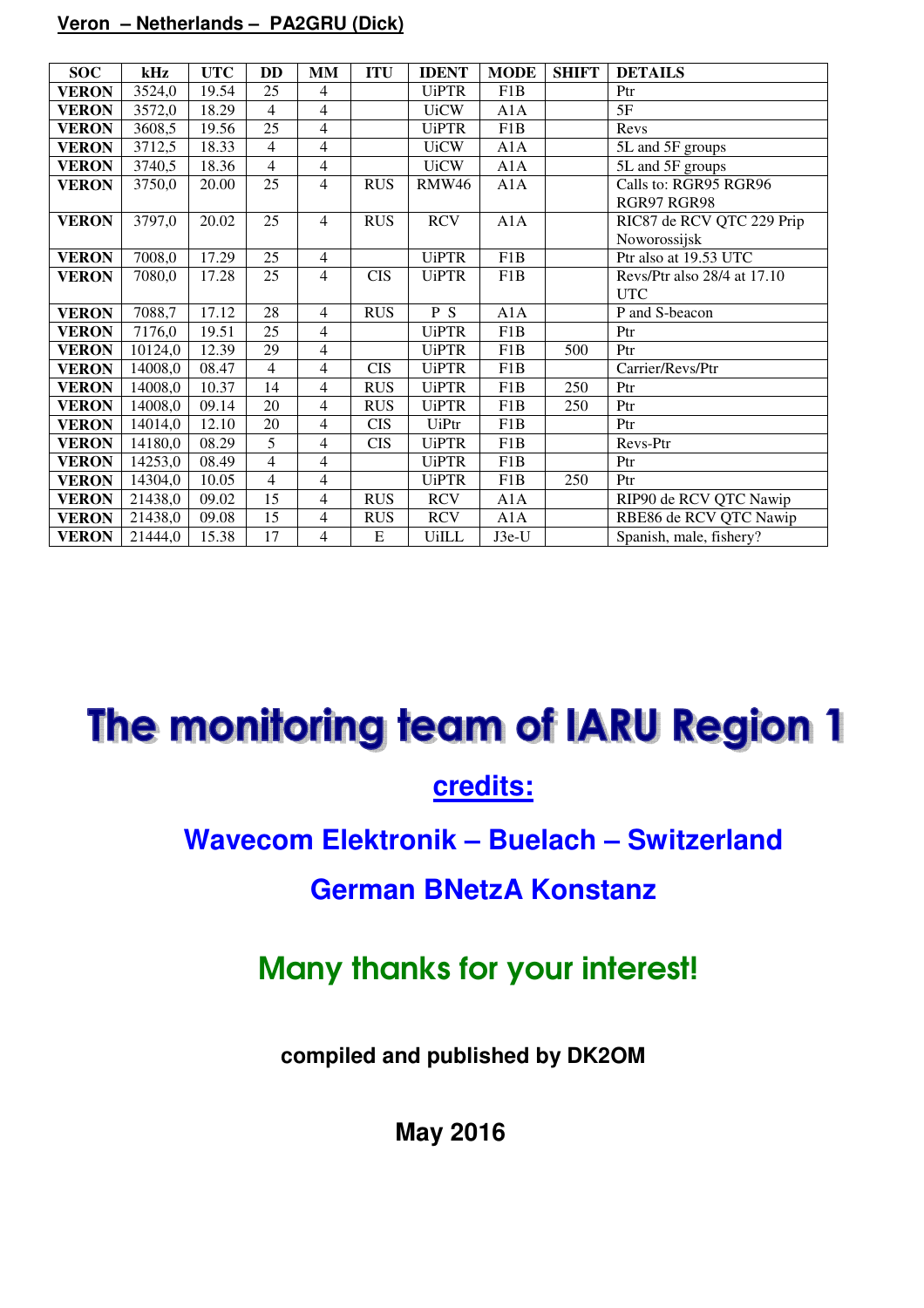**Veron – Netherlands – PA2GRU (Dick)**

| SOC | kHz | UTC | DD | MM | ITU | IDENT | MODE | SHIFT | DETAILS |
|---|---|---|---|---|---|---|---|---|---|
| VERON | 3524,0 | 19.54 | 25 | 4 | | UiPTR | F1B | | Ptr |
| VERON | 3572,0 | 18.29 | 4 | 4 | | UiCW | A1A | | 5F |
| VERON | 3608,5 | 19.56 | 25 | 4 | | UiPTR | F1B | | Revs |
| VERON | 3712,5 | 18.33 | 4 | 4 | | UiCW | A1A | | 5L and 5F groups |
| VERON | 3740,5 | 18.36 | 4 | 4 | | UiCW | A1A | | 5L and 5F groups |
| VERON | 3750,0 | 20.00 | 25 | 4 | RUS | RMW46 | A1A | | Calls to: RGR95 RGR96 RGR97 RGR98 |
| VERON | 3797,0 | 20.02 | 25 | 4 | RUS | RCV | A1A | | RIC87 de RCV QTC 229 Prip Noworossijsk |
| VERON | 7008,0 | 17.29 | 25 | 4 | | UiPTR | F1B | | Ptr also at 19.53 UTC |
| VERON | 7080,0 | 17.28 | 25 | 4 | CIS | UiPTR | F1B | | Revs/Ptr also 28/4 at 17.10 UTC |
| VERON | 7088,7 | 17.12 | 28 | 4 | RUS | P S | A1A | | P and S-beacon |
| VERON | 7176,0 | 19.51 | 25 | 4 | | UiPTR | F1B | | Ptr |
| VERON | 10124,0 | 12.39 | 29 | 4 | | UiPTR | F1B | 500 | Ptr |
| VERON | 14008,0 | 08.47 | 4 | 4 | CIS | UiPTR | F1B | | Carrier/Revs/Ptr |
| VERON | 14008,0 | 10.37 | 14 | 4 | RUS | UiPTR | F1B | 250 | Ptr |
| VERON | 14008,0 | 09.14 | 20 | 4 | RUS | UiPTR | F1B | 250 | Ptr |
| VERON | 14014,0 | 12.10 | 20 | 4 | CIS | UiPtr | F1B | | Ptr |
| VERON | 14180,0 | 08.29 | 5 | 4 | CIS | UiPTR | F1B | | Revs-Ptr |
| VERON | 14253,0 | 08.49 | 4 | 4 | | UiPTR | F1B | | Ptr |
| VERON | 14304,0 | 10.05 | 4 | 4 | | UiPTR | F1B | 250 | Ptr |
| VERON | 21438,0 | 09.02 | 15 | 4 | RUS | RCV | A1A | | RIP90 de RCV QTC Nawip |
| VERON | 21438,0 | 09.08 | 15 | 4 | RUS | RCV | A1A | | RBE86 de RCV QTC Nawip |
| VERON | 21444,0 | 15.38 | 17 | 4 | E | UiLL | J3e-U | | Spanish, male, fishery? |

# The monitoring team of IARU Region 1

## credits:

**Wavecom Elektronik – Buelach – Switzerland**

**German BNetzA Konstanz**

## Many thanks for your interest!

**compiled and published by DK2OM**

**May 2016**